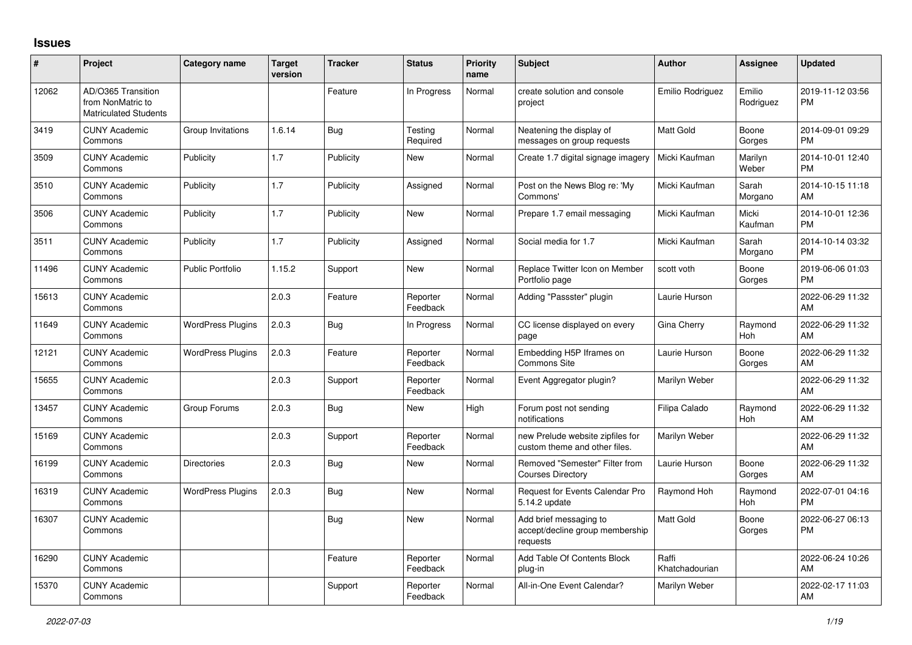## Issues

| # | Project | Category name | Target version | Tracker | Status | Priority name | Subject | Author | Assignee | Updated |
|---|---|---|---|---|---|---|---|---|---|---|
| 12062 | AD/O365 Transition from NonMatric to Matriculated Students | | | Feature | In Progress | Normal | create solution and console project | Emilio Rodriguez | Emilio Rodriguez | 2019-11-12 03:56 PM |
| 3419 | CUNY Academic Commons | Group Invitations | 1.6.14 | Bug | Testing Required | Normal | Neatening the display of messages on group requests | Matt Gold | Boone Gorges | 2014-09-01 09:29 PM |
| 3509 | CUNY Academic Commons | Publicity | 1.7 | Publicity | New | Normal | Create 1.7 digital signage imagery | Micki Kaufman | Marilyn Weber | 2014-10-01 12:40 PM |
| 3510 | CUNY Academic Commons | Publicity | 1.7 | Publicity | Assigned | Normal | Post on the News Blog re: 'My Commons' | Micki Kaufman | Sarah Morgano | 2014-10-15 11:18 AM |
| 3506 | CUNY Academic Commons | Publicity | 1.7 | Publicity | New | Normal | Prepare 1.7 email messaging | Micki Kaufman | Micki Kaufman | 2014-10-01 12:36 PM |
| 3511 | CUNY Academic Commons | Publicity | 1.7 | Publicity | Assigned | Normal | Social media for 1.7 | Micki Kaufman | Sarah Morgano | 2014-10-14 03:32 PM |
| 11496 | CUNY Academic Commons | Public Portfolio | 1.15.2 | Support | New | Normal | Replace Twitter Icon on Member Portfolio page | scott voth | Boone Gorges | 2019-06-06 01:03 PM |
| 15613 | CUNY Academic Commons | | 2.0.3 | Feature | Reporter Feedback | Normal | Adding "Passster" plugin | Laurie Hurson | | 2022-06-29 11:32 AM |
| 11649 | CUNY Academic Commons | WordPress Plugins | 2.0.3 | Bug | In Progress | Normal | CC license displayed on every page | Gina Cherry | Raymond Hoh | 2022-06-29 11:32 AM |
| 12121 | CUNY Academic Commons | WordPress Plugins | 2.0.3 | Feature | Reporter Feedback | Normal | Embedding H5P Iframes on Commons Site | Laurie Hurson | Boone Gorges | 2022-06-29 11:32 AM |
| 15655 | CUNY Academic Commons | | 2.0.3 | Support | Reporter Feedback | Normal | Event Aggregator plugin? | Marilyn Weber | | 2022-06-29 11:32 AM |
| 13457 | CUNY Academic Commons | Group Forums | 2.0.3 | Bug | New | High | Forum post not sending notifications | Filipa Calado | Raymond Hoh | 2022-06-29 11:32 AM |
| 15169 | CUNY Academic Commons | | 2.0.3 | Support | Reporter Feedback | Normal | new Prelude website zipfiles for custom theme and other files. | Marilyn Weber | | 2022-06-29 11:32 AM |
| 16199 | CUNY Academic Commons | Directories | 2.0.3 | Bug | New | Normal | Removed "Semester" Filter from Courses Directory | Laurie Hurson | Boone Gorges | 2022-06-29 11:32 AM |
| 16319 | CUNY Academic Commons | WordPress Plugins | 2.0.3 | Bug | New | Normal | Request for Events Calendar Pro 5.14.2 update | Raymond Hoh | Raymond Hoh | 2022-07-01 04:16 PM |
| 16307 | CUNY Academic Commons | | | Bug | New | Normal | Add brief messaging to accept/decline group membership requests | Matt Gold | Boone Gorges | 2022-06-27 06:13 PM |
| 16290 | CUNY Academic Commons | | | Feature | Reporter Feedback | Normal | Add Table Of Contents Block plug-in | Raffi Khatchadourian | | 2022-06-24 10:26 AM |
| 15370 | CUNY Academic Commons | | | Support | Reporter Feedback | Normal | All-in-One Event Calendar? | Marilyn Weber | | 2022-02-17 11:03 AM |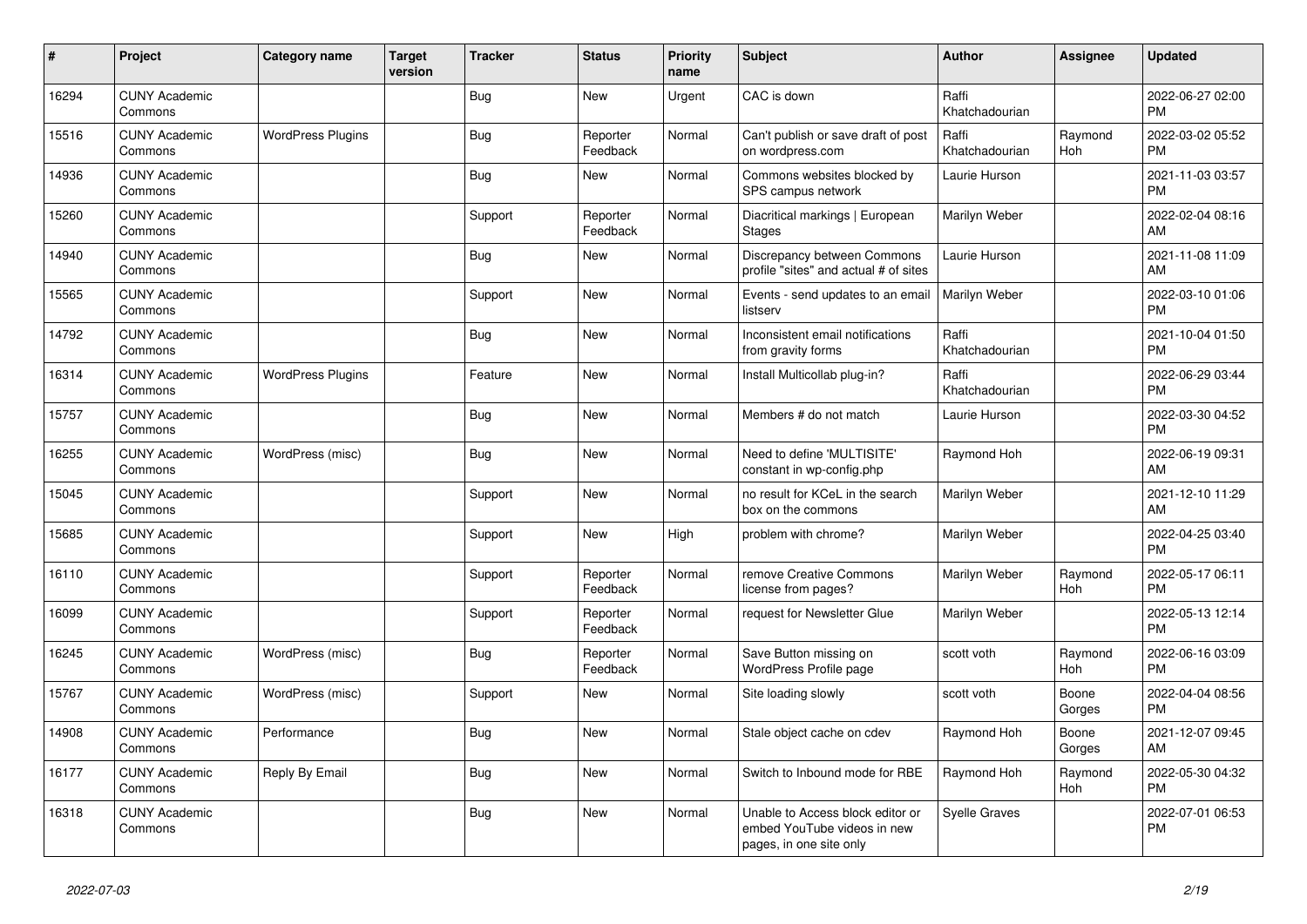| # | Project | Category name | Target version | Tracker | Status | Priority name | Subject | Author | Assignee | Updated |
|---|---|---|---|---|---|---|---|---|---|---|
| 16294 | CUNY Academic Commons | | | Bug | New | Urgent | CAC is down | Raffi Khatchadourian | | 2022-06-27 02:00 PM |
| 15516 | CUNY Academic Commons | WordPress Plugins | | Bug | Reporter Feedback | Normal | Can't publish or save draft of post on wordpress.com | Raffi Khatchadourian | Raymond Hoh | 2022-03-02 05:52 PM |
| 14936 | CUNY Academic Commons | | | Bug | New | Normal | Commons websites blocked by SPS campus network | Laurie Hurson | | 2021-11-03 03:57 PM |
| 15260 | CUNY Academic Commons | | | Support | Reporter Feedback | Normal | Diacritical markings \| European Stages | Marilyn Weber | | 2022-02-04 08:16 AM |
| 14940 | CUNY Academic Commons | | | Bug | New | Normal | Discrepancy between Commons profile "sites" and actual # of sites | Laurie Hurson | | 2021-11-08 11:09 AM |
| 15565 | CUNY Academic Commons | | | Support | New | Normal | Events - send updates to an email listserv | Marilyn Weber | | 2022-03-10 01:06 PM |
| 14792 | CUNY Academic Commons | | | Bug | New | Normal | Inconsistent email notifications from gravity forms | Raffi Khatchadourian | | 2021-10-04 01:50 PM |
| 16314 | CUNY Academic Commons | WordPress Plugins | | Feature | New | Normal | Install Multicollab plug-in? | Raffi Khatchadourian | | 2022-06-29 03:44 PM |
| 15757 | CUNY Academic Commons | | | Bug | New | Normal | Members # do not match | Laurie Hurson | | 2022-03-30 04:52 PM |
| 16255 | CUNY Academic Commons | WordPress (misc) | | Bug | New | Normal | Need to define 'MULTISITE' constant in wp-config.php | Raymond Hoh | | 2022-06-19 09:31 AM |
| 15045 | CUNY Academic Commons | | | Support | New | Normal | no result for KCeL in the search box on the commons | Marilyn Weber | | 2021-12-10 11:29 AM |
| 15685 | CUNY Academic Commons | | | Support | New | High | problem with chrome? | Marilyn Weber | | 2022-04-25 03:40 PM |
| 16110 | CUNY Academic Commons | | | Support | Reporter Feedback | Normal | remove Creative Commons license from pages? | Marilyn Weber | Raymond Hoh | 2022-05-17 06:11 PM |
| 16099 | CUNY Academic Commons | | | Support | Reporter Feedback | Normal | request for Newsletter Glue | Marilyn Weber | | 2022-05-13 12:14 PM |
| 16245 | CUNY Academic Commons | WordPress (misc) | | Bug | Reporter Feedback | Normal | Save Button missing on WordPress Profile page | scott voth | Raymond Hoh | 2022-06-16 03:09 PM |
| 15767 | CUNY Academic Commons | WordPress (misc) | | Support | New | Normal | Site loading slowly | scott voth | Boone Gorges | 2022-04-04 08:56 PM |
| 14908 | CUNY Academic Commons | Performance | | Bug | New | Normal | Stale object cache on cdev | Raymond Hoh | Boone Gorges | 2021-12-07 09:45 AM |
| 16177 | CUNY Academic Commons | Reply By Email | | Bug | New | Normal | Switch to Inbound mode for RBE | Raymond Hoh | Raymond Hoh | 2022-05-30 04:32 PM |
| 16318 | CUNY Academic Commons | | | Bug | New | Normal | Unable to Access block editor or embed YouTube videos in new pages, in one site only | Syelle Graves | | 2022-07-01 06:53 PM |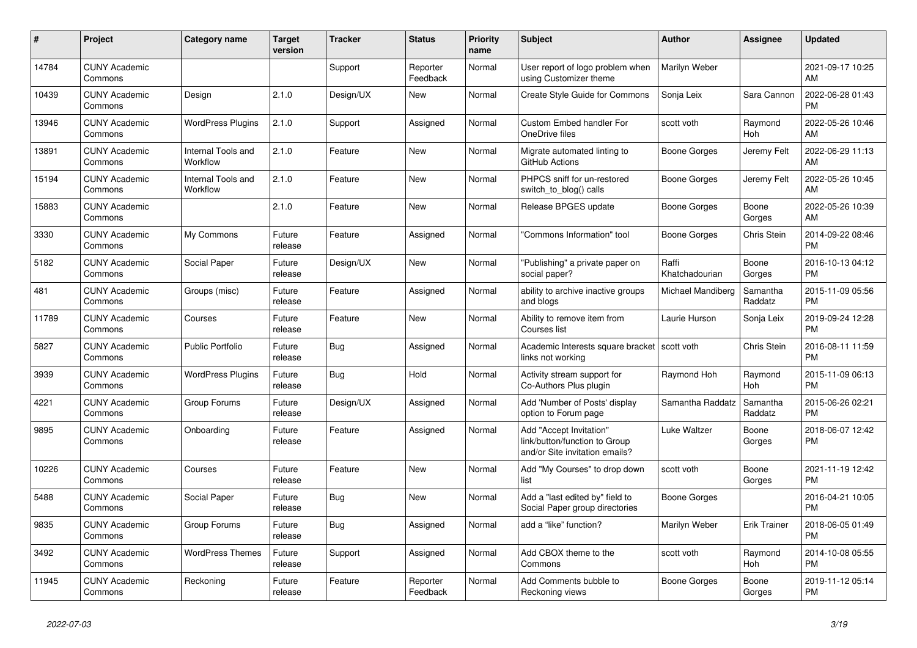| # | Project | Category name | Target version | Tracker | Status | Priority name | Subject | Author | Assignee | Updated |
|---|---|---|---|---|---|---|---|---|---|---|
| 14784 | CUNY Academic Commons | | | Support | Reporter Feedback | Normal | User report of logo problem when using Customizer theme | Marilyn Weber | | 2021-09-17 10:25 AM |
| 10439 | CUNY Academic Commons | Design | 2.1.0 | Design/UX | New | Normal | Create Style Guide for Commons | Sonja Leix | Sara Cannon | 2022-06-28 01:43 PM |
| 13946 | CUNY Academic Commons | WordPress Plugins | 2.1.0 | Support | Assigned | Normal | Custom Embed handler For OneDrive files | scott voth | Raymond Hoh | 2022-05-26 10:46 AM |
| 13891 | CUNY Academic Commons | Internal Tools and Workflow | 2.1.0 | Feature | New | Normal | Migrate automated linting to GitHub Actions | Boone Gorges | Jeremy Felt | 2022-06-29 11:13 AM |
| 15194 | CUNY Academic Commons | Internal Tools and Workflow | 2.1.0 | Feature | New | Normal | PHPCS sniff for un-restored switch_to_blog() calls | Boone Gorges | Jeremy Felt | 2022-05-26 10:45 AM |
| 15883 | CUNY Academic Commons | | 2.1.0 | Feature | New | Normal | Release BPGES update | Boone Gorges | Boone Gorges | 2022-05-26 10:39 AM |
| 3330 | CUNY Academic Commons | My Commons | Future release | Feature | Assigned | Normal | "Commons Information" tool | Boone Gorges | Chris Stein | 2014-09-22 08:46 PM |
| 5182 | CUNY Academic Commons | Social Paper | Future release | Design/UX | New | Normal | "Publishing" a private paper on social paper? | Raffi Khatchadourian | Boone Gorges | 2016-10-13 04:12 PM |
| 481 | CUNY Academic Commons | Groups (misc) | Future release | Feature | Assigned | Normal | ability to archive inactive groups and blogs | Michael Mandiberg | Samantha Raddatz | 2015-11-09 05:56 PM |
| 11789 | CUNY Academic Commons | Courses | Future release | Feature | New | Normal | Ability to remove item from Courses list | Laurie Hurson | Sonja Leix | 2019-09-24 12:28 PM |
| 5827 | CUNY Academic Commons | Public Portfolio | Future release | Bug | Assigned | Normal | Academic Interests square bracket links not working | scott voth | Chris Stein | 2016-08-11 11:59 PM |
| 3939 | CUNY Academic Commons | WordPress Plugins | Future release | Bug | Hold | Normal | Activity stream support for Co-Authors Plus plugin | Raymond Hoh | Raymond Hoh | 2015-11-09 06:13 PM |
| 4221 | CUNY Academic Commons | Group Forums | Future release | Design/UX | Assigned | Normal | Add 'Number of Posts' display option to Forum page | Samantha Raddatz | Samantha Raddatz | 2015-06-26 02:21 PM |
| 9895 | CUNY Academic Commons | Onboarding | Future release | Feature | Assigned | Normal | Add "Accept Invitation" link/button/function to Group and/or Site invitation emails? | Luke Waltzer | Boone Gorges | 2018-06-07 12:42 PM |
| 10226 | CUNY Academic Commons | Courses | Future release | Feature | New | Normal | Add "My Courses" to drop down list | scott voth | Boone Gorges | 2021-11-19 12:42 PM |
| 5488 | CUNY Academic Commons | Social Paper | Future release | Bug | New | Normal | Add a "last edited by" field to Social Paper group directories | Boone Gorges | | 2016-04-21 10:05 PM |
| 9835 | CUNY Academic Commons | Group Forums | Future release | Bug | Assigned | Normal | add a "like" function? | Marilyn Weber | Erik Trainer | 2018-06-05 01:49 PM |
| 3492 | CUNY Academic Commons | WordPress Themes | Future release | Support | Assigned | Normal | Add CBOX theme to the Commons | scott voth | Raymond Hoh | 2014-10-08 05:55 PM |
| 11945 | CUNY Academic Commons | Reckoning | Future release | Feature | Reporter Feedback | Normal | Add Comments bubble to Reckoning views | Boone Gorges | Boone Gorges | 2019-11-12 05:14 PM |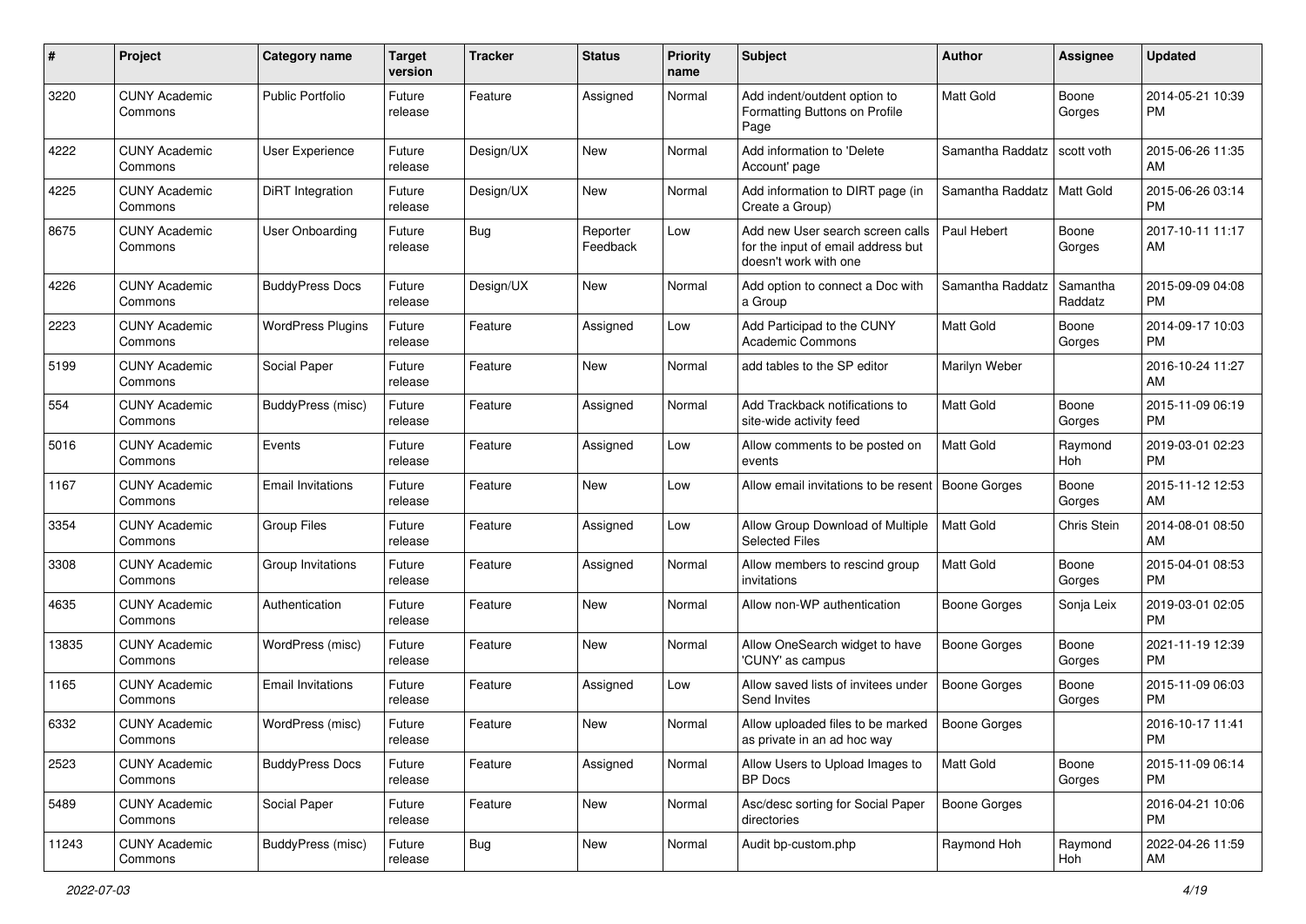| # | Project | Category name | Target version | Tracker | Status | Priority name | Subject | Author | Assignee | Updated |
|---|---|---|---|---|---|---|---|---|---|---|
| 3220 | CUNY Academic Commons | Public Portfolio | Future release | Feature | Assigned | Normal | Add indent/outdent option to Formatting Buttons on Profile Page | Matt Gold | Boone Gorges | 2014-05-21 10:39 PM |
| 4222 | CUNY Academic Commons | User Experience | Future release | Design/UX | New | Normal | Add information to 'Delete Account' page | Samantha Raddatz | scott voth | 2015-06-26 11:35 AM |
| 4225 | CUNY Academic Commons | DiRT Integration | Future release | Design/UX | New | Normal | Add information to DIRT page (in Create a Group) | Samantha Raddatz | Matt Gold | 2015-06-26 03:14 PM |
| 8675 | CUNY Academic Commons | User Onboarding | Future release | Bug | Reporter Feedback | Low | Add new User search screen calls for the input of email address but doesn't work with one | Paul Hebert | Boone Gorges | 2017-10-11 11:17 AM |
| 4226 | CUNY Academic Commons | BuddyPress Docs | Future release | Design/UX | New | Normal | Add option to connect a Doc with a Group | Samantha Raddatz | Samantha Raddatz | 2015-09-09 04:08 PM |
| 2223 | CUNY Academic Commons | WordPress Plugins | Future release | Feature | Assigned | Low | Add Participad to the CUNY Academic Commons | Matt Gold | Boone Gorges | 2014-09-17 10:03 PM |
| 5199 | CUNY Academic Commons | Social Paper | Future release | Feature | New | Normal | add tables to the SP editor | Marilyn Weber | | 2016-10-24 11:27 AM |
| 554 | CUNY Academic Commons | BuddyPress (misc) | Future release | Feature | Assigned | Normal | Add Trackback notifications to site-wide activity feed | Matt Gold | Boone Gorges | 2015-11-09 06:19 PM |
| 5016 | CUNY Academic Commons | Events | Future release | Feature | Assigned | Low | Allow comments to be posted on events | Matt Gold | Raymond Hoh | 2019-03-01 02:23 PM |
| 1167 | CUNY Academic Commons | Email Invitations | Future release | Feature | New | Low | Allow email invitations to be resent | Boone Gorges | Boone Gorges | 2015-11-12 12:53 AM |
| 3354 | CUNY Academic Commons | Group Files | Future release | Feature | Assigned | Low | Allow Group Download of Multiple Selected Files | Matt Gold | Chris Stein | 2014-08-01 08:50 AM |
| 3308 | CUNY Academic Commons | Group Invitations | Future release | Feature | Assigned | Normal | Allow members to rescind group invitations | Matt Gold | Boone Gorges | 2015-04-01 08:53 PM |
| 4635 | CUNY Academic Commons | Authentication | Future release | Feature | New | Normal | Allow non-WP authentication | Boone Gorges | Sonja Leix | 2019-03-01 02:05 PM |
| 13835 | CUNY Academic Commons | WordPress (misc) | Future release | Feature | New | Normal | Allow OneSearch widget to have 'CUNY' as campus | Boone Gorges | Boone Gorges | 2021-11-19 12:39 PM |
| 1165 | CUNY Academic Commons | Email Invitations | Future release | Feature | Assigned | Low | Allow saved lists of invitees under Send Invites | Boone Gorges | Boone Gorges | 2015-11-09 06:03 PM |
| 6332 | CUNY Academic Commons | WordPress (misc) | Future release | Feature | New | Normal | Allow uploaded files to be marked as private in an ad hoc way | Boone Gorges | | 2016-10-17 11:41 PM |
| 2523 | CUNY Academic Commons | BuddyPress Docs | Future release | Feature | Assigned | Normal | Allow Users to Upload Images to BP Docs | Matt Gold | Boone Gorges | 2015-11-09 06:14 PM |
| 5489 | CUNY Academic Commons | Social Paper | Future release | Feature | New | Normal | Asc/desc sorting for Social Paper directories | Boone Gorges | | 2016-04-21 10:06 PM |
| 11243 | CUNY Academic Commons | BuddyPress (misc) | Future release | Bug | New | Normal | Audit bp-custom.php | Raymond Hoh | Raymond Hoh | 2022-04-26 11:59 AM |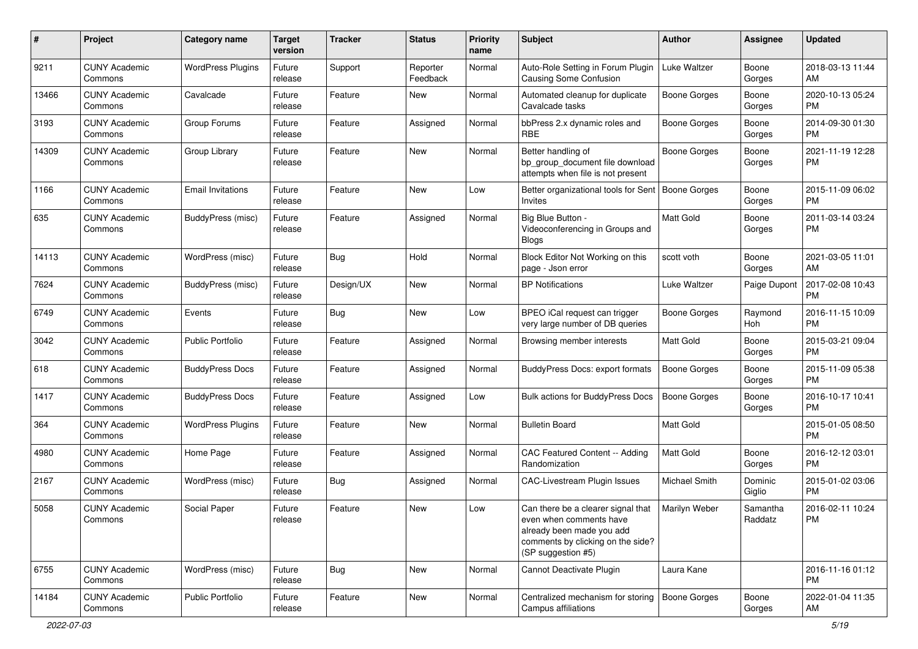| # | Project | Category name | Target version | Tracker | Status | Priority name | Subject | Author | Assignee | Updated |
|---|---|---|---|---|---|---|---|---|---|---|
| 9211 | CUNY Academic Commons | WordPress Plugins | Future release | Support | Reporter Feedback | Normal | Auto-Role Setting in Forum Plugin Causing Some Confusion | Luke Waltzer | Boone Gorges | 2018-03-13 11:44 AM |
| 13466 | CUNY Academic Commons | Cavalcade | Future release | Feature | New | Normal | Automated cleanup for duplicate Cavalcade tasks | Boone Gorges | Boone Gorges | 2020-10-13 05:24 PM |
| 3193 | CUNY Academic Commons | Group Forums | Future release | Feature | Assigned | Normal | bbPress 2.x dynamic roles and RBE | Boone Gorges | Boone Gorges | 2014-09-30 01:30 PM |
| 14309 | CUNY Academic Commons | Group Library | Future release | Feature | New | Normal | Better handling of bp_group_document file download attempts when file is not present | Boone Gorges | Boone Gorges | 2021-11-19 12:28 PM |
| 1166 | CUNY Academic Commons | Email Invitations | Future release | Feature | New | Low | Better organizational tools for Sent Invites | Boone Gorges | Boone Gorges | 2015-11-09 06:02 PM |
| 635 | CUNY Academic Commons | BuddyPress (misc) | Future release | Feature | Assigned | Normal | Big Blue Button - Videoconferencing in Groups and Blogs | Matt Gold | Boone Gorges | 2011-03-14 03:24 PM |
| 14113 | CUNY Academic Commons | WordPress (misc) | Future release | Bug | Hold | Normal | Block Editor Not Working on this page - Json error | scott voth | Boone Gorges | 2021-03-05 11:01 AM |
| 7624 | CUNY Academic Commons | BuddyPress (misc) | Future release | Design/UX | New | Normal | BP Notifications | Luke Waltzer | Paige Dupont | 2017-02-08 10:43 PM |
| 6749 | CUNY Academic Commons | Events | Future release | Bug | New | Low | BPEO iCal request can trigger very large number of DB queries | Boone Gorges | Raymond Hoh | 2016-11-15 10:09 PM |
| 3042 | CUNY Academic Commons | Public Portfolio | Future release | Feature | Assigned | Normal | Browsing member interests | Matt Gold | Boone Gorges | 2015-03-21 09:04 PM |
| 618 | CUNY Academic Commons | BuddyPress Docs | Future release | Feature | Assigned | Normal | BuddyPress Docs: export formats | Boone Gorges | Boone Gorges | 2015-11-09 05:38 PM |
| 1417 | CUNY Academic Commons | BuddyPress Docs | Future release | Feature | Assigned | Low | Bulk actions for BuddyPress Docs | Boone Gorges | Boone Gorges | 2016-10-17 10:41 PM |
| 364 | CUNY Academic Commons | WordPress Plugins | Future release | Feature | New | Normal | Bulletin Board | Matt Gold | | 2015-01-05 08:50 PM |
| 4980 | CUNY Academic Commons | Home Page | Future release | Feature | Assigned | Normal | CAC Featured Content -- Adding Randomization | Matt Gold | Boone Gorges | 2016-12-12 03:01 PM |
| 2167 | CUNY Academic Commons | WordPress (misc) | Future release | Bug | Assigned | Normal | CAC-Livestream Plugin Issues | Michael Smith | Dominic Giglio | 2015-01-02 03:06 PM |
| 5058 | CUNY Academic Commons | Social Paper | Future release | Feature | New | Low | Can there be a clearer signal that even when comments have already been made you add comments by clicking on the side? (SP suggestion #5) | Marilyn Weber | Samantha Raddatz | 2016-02-11 10:24 PM |
| 6755 | CUNY Academic Commons | WordPress (misc) | Future release | Bug | New | Normal | Cannot Deactivate Plugin | Laura Kane | | 2016-11-16 01:12 PM |
| 14184 | CUNY Academic Commons | Public Portfolio | Future release | Feature | New | Normal | Centralized mechanism for storing Campus affiliations | Boone Gorges | Boone Gorges | 2022-01-04 11:35 AM |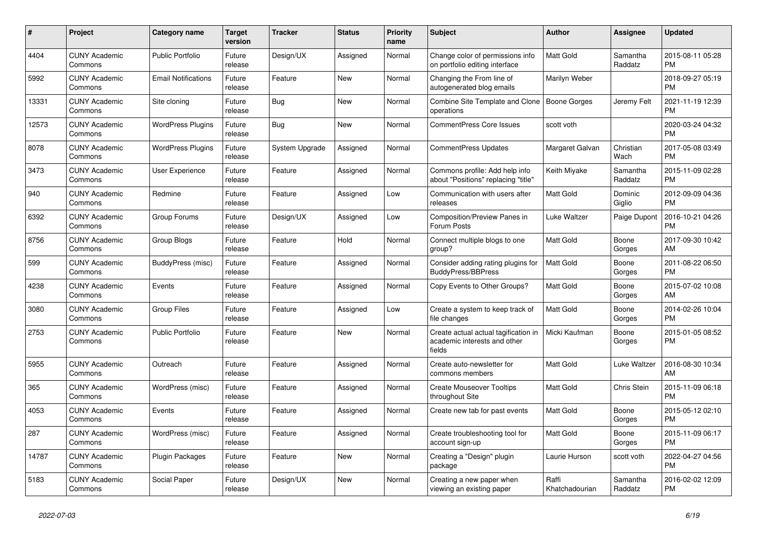| # | Project | Category name | Target version | Tracker | Status | Priority name | Subject | Author | Assignee | Updated |
|---|---|---|---|---|---|---|---|---|---|---|
| 4404 | CUNY Academic Commons | Public Portfolio | Future release | Design/UX | Assigned | Normal | Change color of permissions info on portfolio editing interface | Matt Gold | Samantha Raddatz | 2015-08-11 05:28 PM |
| 5992 | CUNY Academic Commons | Email Notifications | Future release | Feature | New | Normal | Changing the From line of autogenerated blog emails | Marilyn Weber | | 2018-09-27 05:19 PM |
| 13331 | CUNY Academic Commons | Site cloning | Future release | Bug | New | Normal | Combine Site Template and Clone operations | Boone Gorges | Jeremy Felt | 2021-11-19 12:39 PM |
| 12573 | CUNY Academic Commons | WordPress Plugins | Future release | Bug | New | Normal | CommentPress Core Issues | scott voth | | 2020-03-24 04:32 PM |
| 8078 | CUNY Academic Commons | WordPress Plugins | Future release | System Upgrade | Assigned | Normal | CommentPress Updates | Margaret Galvan | Christian Wach | 2017-05-08 03:49 PM |
| 3473 | CUNY Academic Commons | User Experience | Future release | Feature | Assigned | Normal | Commons profile: Add help info about "Positions" replacing "title" | Keith Miyake | Samantha Raddatz | 2015-11-09 02:28 PM |
| 940 | CUNY Academic Commons | Redmine | Future release | Feature | Assigned | Low | Communication with users after releases | Matt Gold | Dominic Giglio | 2012-09-09 04:36 PM |
| 6392 | CUNY Academic Commons | Group Forums | Future release | Design/UX | Assigned | Low | Composition/Preview Panes in Forum Posts | Luke Waltzer | Paige Dupont | 2016-10-21 04:26 PM |
| 8756 | CUNY Academic Commons | Group Blogs | Future release | Feature | Hold | Normal | Connect multiple blogs to one group? | Matt Gold | Boone Gorges | 2017-09-30 10:42 AM |
| 599 | CUNY Academic Commons | BuddyPress (misc) | Future release | Feature | Assigned | Normal | Consider adding rating plugins for BuddyPress/BBPress | Matt Gold | Boone Gorges | 2011-08-22 06:50 PM |
| 4238 | CUNY Academic Commons | Events | Future release | Feature | Assigned | Normal | Copy Events to Other Groups? | Matt Gold | Boone Gorges | 2015-07-02 10:08 AM |
| 3080 | CUNY Academic Commons | Group Files | Future release | Feature | Assigned | Low | Create a system to keep track of file changes | Matt Gold | Boone Gorges | 2014-02-26 10:04 PM |
| 2753 | CUNY Academic Commons | Public Portfolio | Future release | Feature | New | Normal | Create actual actual tagification in academic interests and other fields | Micki Kaufman | Boone Gorges | 2015-01-05 08:52 PM |
| 5955 | CUNY Academic Commons | Outreach | Future release | Feature | Assigned | Normal | Create auto-newsletter for commons members | Matt Gold | Luke Waltzer | 2016-08-30 10:34 AM |
| 365 | CUNY Academic Commons | WordPress (misc) | Future release | Feature | Assigned | Normal | Create Mouseover Tooltips throughout Site | Matt Gold | Chris Stein | 2015-11-09 06:18 PM |
| 4053 | CUNY Academic Commons | Events | Future release | Feature | Assigned | Normal | Create new tab for past events | Matt Gold | Boone Gorges | 2015-05-12 02:10 PM |
| 287 | CUNY Academic Commons | WordPress (misc) | Future release | Feature | Assigned | Normal | Create troubleshooting tool for account sign-up | Matt Gold | Boone Gorges | 2015-11-09 06:17 PM |
| 14787 | CUNY Academic Commons | Plugin Packages | Future release | Feature | New | Normal | Creating a "Design" plugin package | Laurie Hurson | scott voth | 2022-04-27 04:56 PM |
| 5183 | CUNY Academic Commons | Social Paper | Future release | Design/UX | New | Normal | Creating a new paper when viewing an existing paper | Raffi Khatchadourian | Samantha Raddatz | 2016-02-02 12:09 PM |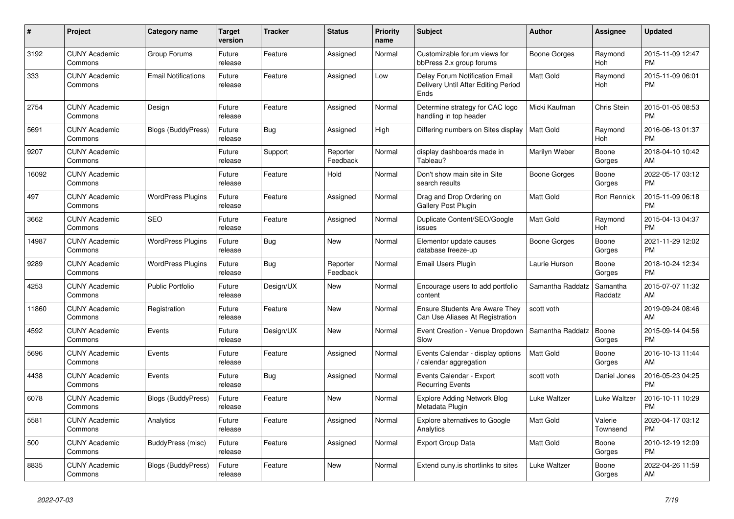| # | Project | Category name | Target version | Tracker | Status | Priority name | Subject | Author | Assignee | Updated |
|---|---|---|---|---|---|---|---|---|---|---|
| 3192 | CUNY Academic Commons | Group Forums | Future release | Feature | Assigned | Normal | Customizable forum views for bbPress 2.x group forums | Boone Gorges | Raymond Hoh | 2015-11-09 12:47 PM |
| 333 | CUNY Academic Commons | Email Notifications | Future release | Feature | Assigned | Low | Delay Forum Notification Email Delivery Until After Editing Period Ends | Matt Gold | Raymond Hoh | 2015-11-09 06:01 PM |
| 2754 | CUNY Academic Commons | Design | Future release | Feature | Assigned | Normal | Determine strategy for CAC logo handling in top header | Micki Kaufman | Chris Stein | 2015-01-05 08:53 PM |
| 5691 | CUNY Academic Commons | Blogs (BuddyPress) | Future release | Bug | Assigned | High | Differing numbers on Sites display | Matt Gold | Raymond Hoh | 2016-06-13 01:37 PM |
| 9207 | CUNY Academic Commons | | Future release | Support | Reporter Feedback | Normal | display dashboards made in Tableau? | Marilyn Weber | Boone Gorges | 2018-04-10 10:42 AM |
| 16092 | CUNY Academic Commons | | Future release | Feature | Hold | Normal | Don't show main site in Site search results | Boone Gorges | Boone Gorges | 2022-05-17 03:12 PM |
| 497 | CUNY Academic Commons | WordPress Plugins | Future release | Feature | Assigned | Normal | Drag and Drop Ordering on Gallery Post Plugin | Matt Gold | Ron Rennick | 2015-11-09 06:18 PM |
| 3662 | CUNY Academic Commons | SEO | Future release | Feature | Assigned | Normal | Duplicate Content/SEO/Google issues | Matt Gold | Raymond Hoh | 2015-04-13 04:37 PM |
| 14987 | CUNY Academic Commons | WordPress Plugins | Future release | Bug | New | Normal | Elementor update causes database freeze-up | Boone Gorges | Boone Gorges | 2021-11-29 12:02 PM |
| 9289 | CUNY Academic Commons | WordPress Plugins | Future release | Bug | Reporter Feedback | Normal | Email Users Plugin | Laurie Hurson | Boone Gorges | 2018-10-24 12:34 PM |
| 4253 | CUNY Academic Commons | Public Portfolio | Future release | Design/UX | New | Normal | Encourage users to add portfolio content | Samantha Raddatz | Samantha Raddatz | 2015-07-07 11:32 AM |
| 11860 | CUNY Academic Commons | Registration | Future release | Feature | New | Normal | Ensure Students Are Aware They Can Use Aliases At Registration | scott voth | | 2019-09-24 08:46 AM |
| 4592 | CUNY Academic Commons | Events | Future release | Design/UX | New | Normal | Event Creation - Venue Dropdown Slow | Samantha Raddatz | Boone Gorges | 2015-09-14 04:56 PM |
| 5696 | CUNY Academic Commons | Events | Future release | Feature | Assigned | Normal | Events Calendar - display options / calendar aggregation | Matt Gold | Boone Gorges | 2016-10-13 11:44 AM |
| 4438 | CUNY Academic Commons | Events | Future release | Bug | Assigned | Normal | Events Calendar - Export Recurring Events | scott voth | Daniel Jones | 2016-05-23 04:25 PM |
| 6078 | CUNY Academic Commons | Blogs (BuddyPress) | Future release | Feature | New | Normal | Explore Adding Network Blog Metadata Plugin | Luke Waltzer | Luke Waltzer | 2016-10-11 10:29 PM |
| 5581 | CUNY Academic Commons | Analytics | Future release | Feature | Assigned | Normal | Explore alternatives to Google Analytics | Matt Gold | Valerie Townsend | 2020-04-17 03:12 PM |
| 500 | CUNY Academic Commons | BuddyPress (misc) | Future release | Feature | Assigned | Normal | Export Group Data | Matt Gold | Boone Gorges | 2010-12-19 12:09 PM |
| 8835 | CUNY Academic Commons | Blogs (BuddyPress) | Future release | Feature | New | Normal | Extend cuny.is shortlinks to sites | Luke Waltzer | Boone Gorges | 2022-04-26 11:59 AM |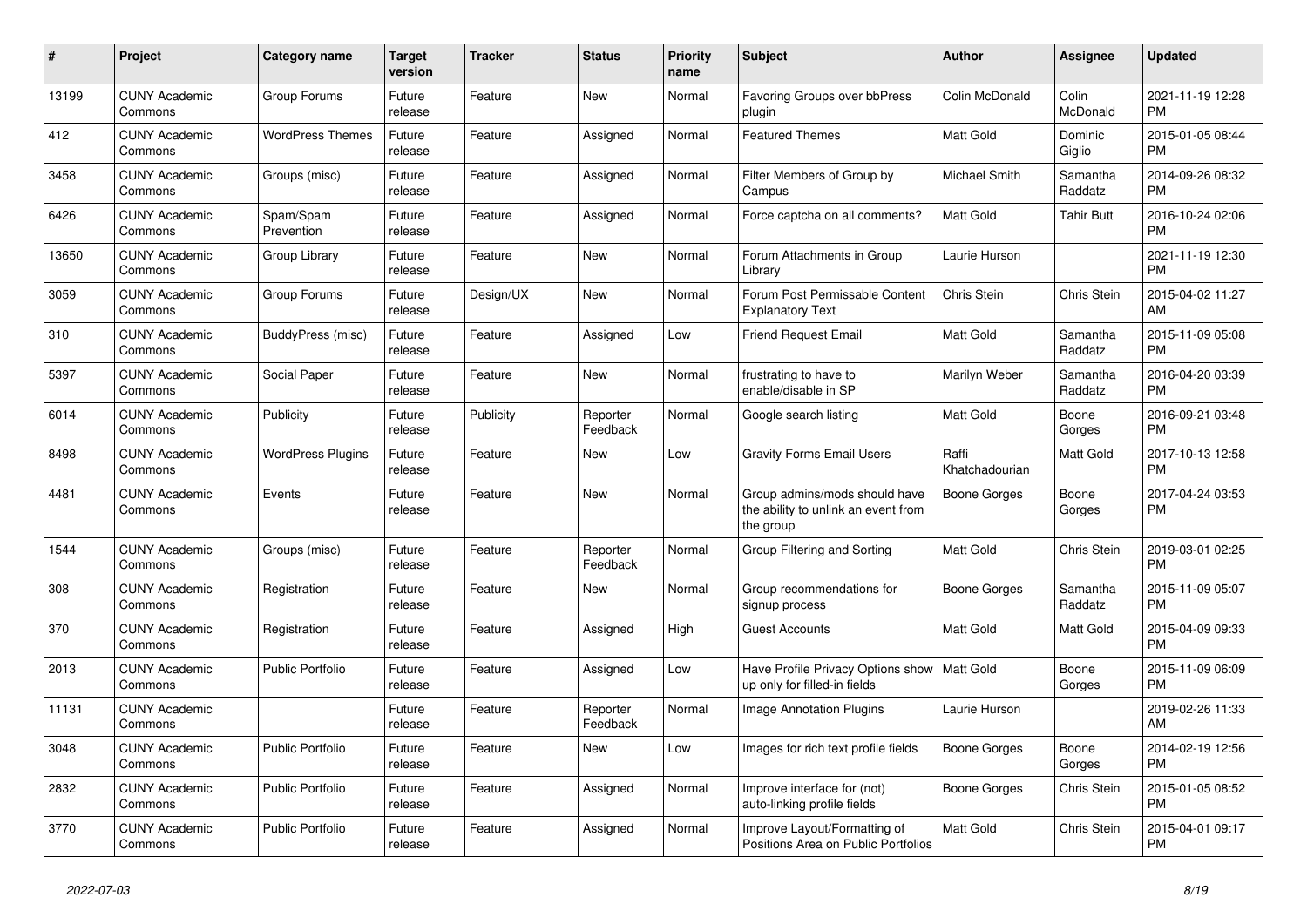| # | Project | Category name | Target version | Tracker | Status | Priority name | Subject | Author | Assignee | Updated |
|---|---|---|---|---|---|---|---|---|---|---|
| 13199 | CUNY Academic Commons | Group Forums | Future release | Feature | New | Normal | Favoring Groups over bbPress plugin | Colin McDonald | Colin McDonald | 2021-11-19 12:28 PM |
| 412 | CUNY Academic Commons | WordPress Themes | Future release | Feature | Assigned | Normal | Featured Themes | Matt Gold | Dominic Giglio | 2015-01-05 08:44 PM |
| 3458 | CUNY Academic Commons | Groups (misc) | Future release | Feature | Assigned | Normal | Filter Members of Group by Campus | Michael Smith | Samantha Raddatz | 2014-09-26 08:32 PM |
| 6426 | CUNY Academic Commons | Spam/Spam Prevention | Future release | Feature | Assigned | Normal | Force captcha on all comments? | Matt Gold | Tahir Butt | 2016-10-24 02:06 PM |
| 13650 | CUNY Academic Commons | Group Library | Future release | Feature | New | Normal | Forum Attachments in Group Library | Laurie Hurson | | 2021-11-19 12:30 PM |
| 3059 | CUNY Academic Commons | Group Forums | Future release | Design/UX | New | Normal | Forum Post Permissable Content Explanatory Text | Chris Stein | Chris Stein | 2015-04-02 11:27 AM |
| 310 | CUNY Academic Commons | BuddyPress (misc) | Future release | Feature | Assigned | Low | Friend Request Email | Matt Gold | Samantha Raddatz | 2015-11-09 05:08 PM |
| 5397 | CUNY Academic Commons | Social Paper | Future release | Feature | New | Normal | frustrating to have to enable/disable in SP | Marilyn Weber | Samantha Raddatz | 2016-04-20 03:39 PM |
| 6014 | CUNY Academic Commons | Publicity | Future release | Publicity | Reporter Feedback | Normal | Google search listing | Matt Gold | Boone Gorges | 2016-09-21 03:48 PM |
| 8498 | CUNY Academic Commons | WordPress Plugins | Future release | Feature | New | Low | Gravity Forms Email Users | Raffi Khatchadourian | Matt Gold | 2017-10-13 12:58 PM |
| 4481 | CUNY Academic Commons | Events | Future release | Feature | New | Normal | Group admins/mods should have the ability to unlink an event from the group | Boone Gorges | Boone Gorges | 2017-04-24 03:53 PM |
| 1544 | CUNY Academic Commons | Groups (misc) | Future release | Feature | Reporter Feedback | Normal | Group Filtering and Sorting | Matt Gold | Chris Stein | 2019-03-01 02:25 PM |
| 308 | CUNY Academic Commons | Registration | Future release | Feature | New | Normal | Group recommendations for signup process | Boone Gorges | Samantha Raddatz | 2015-11-09 05:07 PM |
| 370 | CUNY Academic Commons | Registration | Future release | Feature | Assigned | High | Guest Accounts | Matt Gold | Matt Gold | 2015-04-09 09:33 PM |
| 2013 | CUNY Academic Commons | Public Portfolio | Future release | Feature | Assigned | Low | Have Profile Privacy Options show up only for filled-in fields | Matt Gold | Boone Gorges | 2015-11-09 06:09 PM |
| 11131 | CUNY Academic Commons | | Future release | Feature | Reporter Feedback | Normal | Image Annotation Plugins | Laurie Hurson | | 2019-02-26 11:33 AM |
| 3048 | CUNY Academic Commons | Public Portfolio | Future release | Feature | New | Low | Images for rich text profile fields | Boone Gorges | Boone Gorges | 2014-02-19 12:56 PM |
| 2832 | CUNY Academic Commons | Public Portfolio | Future release | Feature | Assigned | Normal | Improve interface for (not) auto-linking profile fields | Boone Gorges | Chris Stein | 2015-01-05 08:52 PM |
| 3770 | CUNY Academic Commons | Public Portfolio | Future release | Feature | Assigned | Normal | Improve Layout/Formatting of Positions Area on Public Portfolios | Matt Gold | Chris Stein | 2015-04-01 09:17 PM |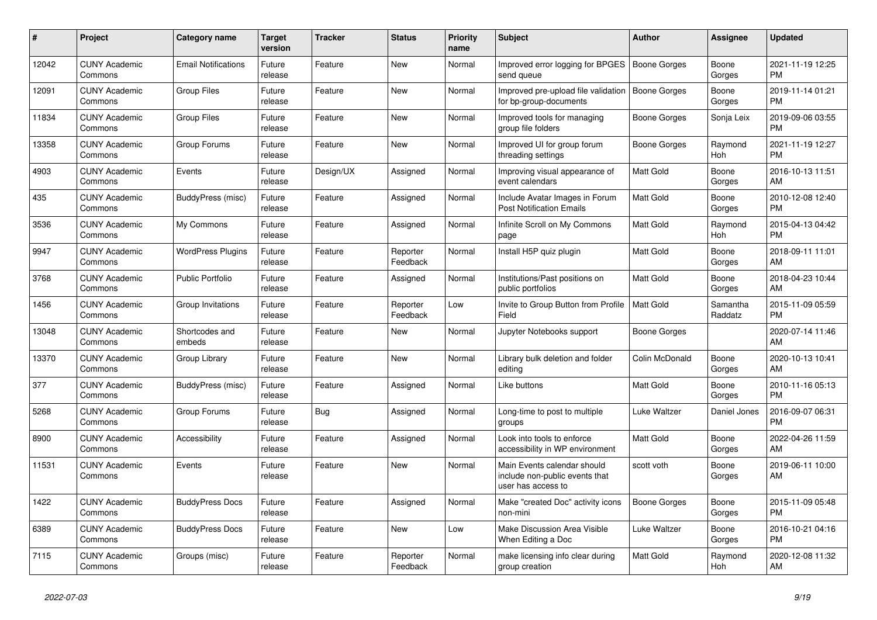| # | Project | Category name | Target version | Tracker | Status | Priority name | Subject | Author | Assignee | Updated |
|---|---|---|---|---|---|---|---|---|---|---|
| 12042 | CUNY Academic Commons | Email Notifications | Future release | Feature | New | Normal | Improved error logging for BPGES send queue | Boone Gorges | Boone Gorges | 2021-11-19 12:25 PM |
| 12091 | CUNY Academic Commons | Group Files | Future release | Feature | New | Normal | Improved pre-upload file validation for bp-group-documents | Boone Gorges | Boone Gorges | 2019-11-14 01:21 PM |
| 11834 | CUNY Academic Commons | Group Files | Future release | Feature | New | Normal | Improved tools for managing group file folders | Boone Gorges | Sonja Leix | 2019-09-06 03:55 PM |
| 13358 | CUNY Academic Commons | Group Forums | Future release | Feature | New | Normal | Improved UI for group forum threading settings | Boone Gorges | Raymond Hoh | 2021-11-19 12:27 PM |
| 4903 | CUNY Academic Commons | Events | Future release | Design/UX | Assigned | Normal | Improving visual appearance of event calendars | Matt Gold | Boone Gorges | 2016-10-13 11:51 AM |
| 435 | CUNY Academic Commons | BuddyPress (misc) | Future release | Feature | Assigned | Normal | Include Avatar Images in Forum Post Notification Emails | Matt Gold | Boone Gorges | 2010-12-08 12:40 PM |
| 3536 | CUNY Academic Commons | My Commons | Future release | Feature | Assigned | Normal | Infinite Scroll on My Commons page | Matt Gold | Raymond Hoh | 2015-04-13 04:42 PM |
| 9947 | CUNY Academic Commons | WordPress Plugins | Future release | Feature | Reporter Feedback | Normal | Install H5P quiz plugin | Matt Gold | Boone Gorges | 2018-09-11 11:01 AM |
| 3768 | CUNY Academic Commons | Public Portfolio | Future release | Feature | Assigned | Normal | Institutions/Past positions on public portfolios | Matt Gold | Boone Gorges | 2018-04-23 10:44 AM |
| 1456 | CUNY Academic Commons | Group Invitations | Future release | Feature | Reporter Feedback | Low | Invite to Group Button from Profile Field | Matt Gold | Samantha Raddatz | 2015-11-09 05:59 PM |
| 13048 | CUNY Academic Commons | Shortcodes and embeds | Future release | Feature | New | Normal | Jupyter Notebooks support | Boone Gorges | | 2020-07-14 11:46 AM |
| 13370 | CUNY Academic Commons | Group Library | Future release | Feature | New | Normal | Library bulk deletion and folder editing | Colin McDonald | Boone Gorges | 2020-10-13 10:41 AM |
| 377 | CUNY Academic Commons | BuddyPress (misc) | Future release | Feature | Assigned | Normal | Like buttons | Matt Gold | Boone Gorges | 2010-11-16 05:13 PM |
| 5268 | CUNY Academic Commons | Group Forums | Future release | Bug | Assigned | Normal | Long-time to post to multiple groups | Luke Waltzer | Daniel Jones | 2016-09-07 06:31 PM |
| 8900 | CUNY Academic Commons | Accessibility | Future release | Feature | Assigned | Normal | Look into tools to enforce accessibility in WP environment | Matt Gold | Boone Gorges | 2022-04-26 11:59 AM |
| 11531 | CUNY Academic Commons | Events | Future release | Feature | New | Normal | Main Events calendar should include non-public events that user has access to | scott voth | Boone Gorges | 2019-06-11 10:00 AM |
| 1422 | CUNY Academic Commons | BuddyPress Docs | Future release | Feature | Assigned | Normal | Make "created Doc" activity icons non-mini | Boone Gorges | Boone Gorges | 2015-11-09 05:48 PM |
| 6389 | CUNY Academic Commons | BuddyPress Docs | Future release | Feature | New | Low | Make Discussion Area Visible When Editing a Doc | Luke Waltzer | Boone Gorges | 2016-10-21 04:16 PM |
| 7115 | CUNY Academic Commons | Groups (misc) | Future release | Feature | Reporter Feedback | Normal | make licensing info clear during group creation | Matt Gold | Raymond Hoh | 2020-12-08 11:32 AM |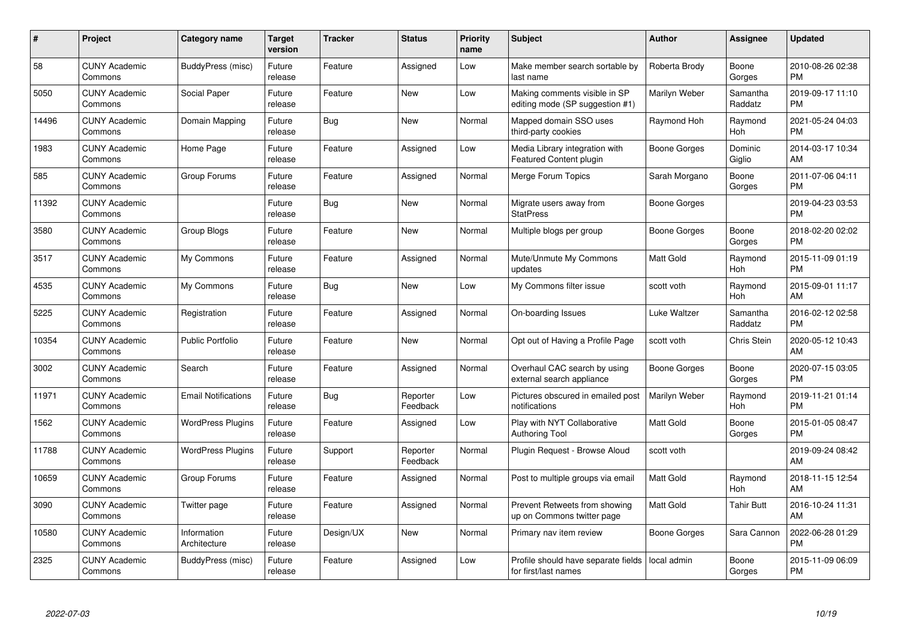| # | Project | Category name | Target version | Tracker | Status | Priority name | Subject | Author | Assignee | Updated |
|---|---|---|---|---|---|---|---|---|---|---|
| 58 | CUNY Academic Commons | BuddyPress (misc) | Future release | Feature | Assigned | Low | Make member search sortable by last name | Roberta Brody | Boone Gorges | 2010-08-26 02:38 PM |
| 5050 | CUNY Academic Commons | Social Paper | Future release | Feature | New | Low | Making comments visible in SP editing mode (SP suggestion #1) | Marilyn Weber | Samantha Raddatz | 2019-09-17 11:10 PM |
| 14496 | CUNY Academic Commons | Domain Mapping | Future release | Bug | New | Normal | Mapped domain SSO uses third-party cookies | Raymond Hoh | Raymond Hoh | 2021-05-24 04:03 PM |
| 1983 | CUNY Academic Commons | Home Page | Future release | Feature | Assigned | Low | Media Library integration with Featured Content plugin | Boone Gorges | Dominic Giglio | 2014-03-17 10:34 AM |
| 585 | CUNY Academic Commons | Group Forums | Future release | Feature | Assigned | Normal | Merge Forum Topics | Sarah Morgano | Boone Gorges | 2011-07-06 04:11 PM |
| 11392 | CUNY Academic Commons | | Future release | Bug | New | Normal | Migrate users away from StatPress | Boone Gorges | | 2019-04-23 03:53 PM |
| 3580 | CUNY Academic Commons | Group Blogs | Future release | Feature | New | Normal | Multiple blogs per group | Boone Gorges | Boone Gorges | 2018-02-20 02:02 PM |
| 3517 | CUNY Academic Commons | My Commons | Future release | Feature | Assigned | Normal | Mute/Unmute My Commons updates | Matt Gold | Raymond Hoh | 2015-11-09 01:19 PM |
| 4535 | CUNY Academic Commons | My Commons | Future release | Bug | New | Low | My Commons filter issue | scott voth | Raymond Hoh | 2015-09-01 11:17 AM |
| 5225 | CUNY Academic Commons | Registration | Future release | Feature | Assigned | Normal | On-boarding Issues | Luke Waltzer | Samantha Raddatz | 2016-02-12 02:58 PM |
| 10354 | CUNY Academic Commons | Public Portfolio | Future release | Feature | New | Normal | Opt out of Having a Profile Page | scott voth | Chris Stein | 2020-05-12 10:43 AM |
| 3002 | CUNY Academic Commons | Search | Future release | Feature | Assigned | Normal | Overhaul CAC search by using external search appliance | Boone Gorges | Boone Gorges | 2020-07-15 03:05 PM |
| 11971 | CUNY Academic Commons | Email Notifications | Future release | Bug | Reporter Feedback | Low | Pictures obscured in emailed post notifications | Marilyn Weber | Raymond Hoh | 2019-11-21 01:14 PM |
| 1562 | CUNY Academic Commons | WordPress Plugins | Future release | Feature | Assigned | Low | Play with NYT Collaborative Authoring Tool | Matt Gold | Boone Gorges | 2015-01-05 08:47 PM |
| 11788 | CUNY Academic Commons | WordPress Plugins | Future release | Support | Reporter Feedback | Normal | Plugin Request - Browse Aloud | scott voth | | 2019-09-24 08:42 AM |
| 10659 | CUNY Academic Commons | Group Forums | Future release | Feature | Assigned | Normal | Post to multiple groups via email | Matt Gold | Raymond Hoh | 2018-11-15 12:54 AM |
| 3090 | CUNY Academic Commons | Twitter page | Future release | Feature | Assigned | Normal | Prevent Retweets from showing up on Commons twitter page | Matt Gold | Tahir Butt | 2016-10-24 11:31 AM |
| 10580 | CUNY Academic Commons | Information Architecture | Future release | Design/UX | New | Normal | Primary nav item review | Boone Gorges | Sara Cannon | 2022-06-28 01:29 PM |
| 2325 | CUNY Academic Commons | BuddyPress (misc) | Future release | Feature | Assigned | Low | Profile should have separate fields for first/last names | local admin | Boone Gorges | 2015-11-09 06:09 PM |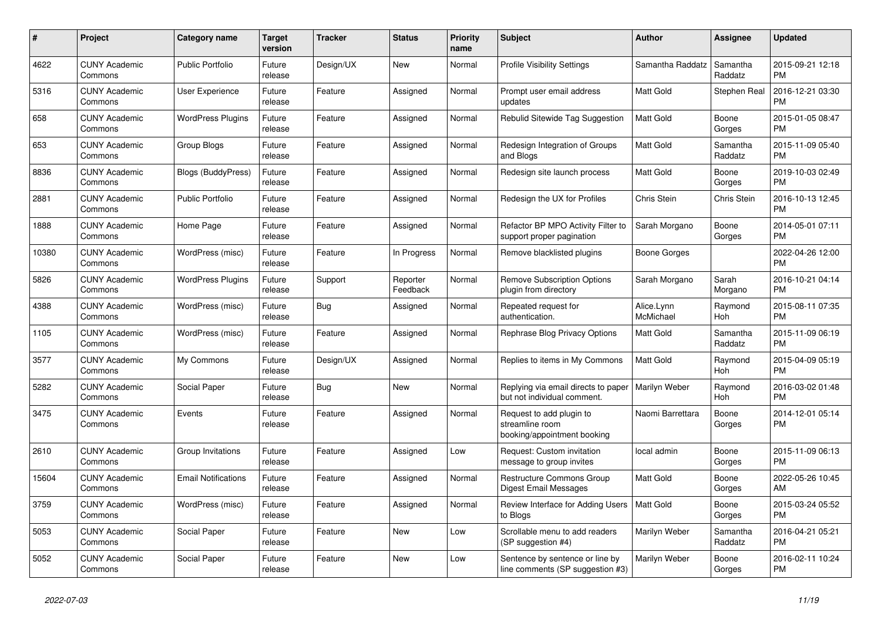| # | Project | Category name | Target version | Tracker | Status | Priority name | Subject | Author | Assignee | Updated |
|---|---|---|---|---|---|---|---|---|---|---|
| 4622 | CUNY Academic Commons | Public Portfolio | Future release | Design/UX | New | Normal | Profile Visibility Settings | Samantha Raddatz | Samantha Raddatz | 2015-09-21 12:18 PM |
| 5316 | CUNY Academic Commons | User Experience | Future release | Feature | Assigned | Normal | Prompt user email address updates | Matt Gold | Stephen Real | 2016-12-21 03:30 PM |
| 658 | CUNY Academic Commons | WordPress Plugins | Future release | Feature | Assigned | Normal | Rebulid Sitewide Tag Suggestion | Matt Gold | Boone Gorges | 2015-01-05 08:47 PM |
| 653 | CUNY Academic Commons | Group Blogs | Future release | Feature | Assigned | Normal | Redesign Integration of Groups and Blogs | Matt Gold | Samantha Raddatz | 2015-11-09 05:40 PM |
| 8836 | CUNY Academic Commons | Blogs (BuddyPress) | Future release | Feature | Assigned | Normal | Redesign site launch process | Matt Gold | Boone Gorges | 2019-10-03 02:49 PM |
| 2881 | CUNY Academic Commons | Public Portfolio | Future release | Feature | Assigned | Normal | Redesign the UX for Profiles | Chris Stein | Chris Stein | 2016-10-13 12:45 PM |
| 1888 | CUNY Academic Commons | Home Page | Future release | Feature | Assigned | Normal | Refactor BP MPO Activity Filter to support proper pagination | Sarah Morgano | Boone Gorges | 2014-05-01 07:11 PM |
| 10380 | CUNY Academic Commons | WordPress (misc) | Future release | Feature | In Progress | Normal | Remove blacklisted plugins | Boone Gorges | | 2022-04-26 12:00 PM |
| 5826 | CUNY Academic Commons | WordPress Plugins | Future release | Support | Reporter Feedback | Normal | Remove Subscription Options plugin from directory | Sarah Morgano | Sarah Morgano | 2016-10-21 04:14 PM |
| 4388 | CUNY Academic Commons | WordPress (misc) | Future release | Bug | Assigned | Normal | Repeated request for authentication. | Alice.Lynn McMichael | Raymond Hoh | 2015-08-11 07:35 PM |
| 1105 | CUNY Academic Commons | WordPress (misc) | Future release | Feature | Assigned | Normal | Rephrase Blog Privacy Options | Matt Gold | Samantha Raddatz | 2015-11-09 06:19 PM |
| 3577 | CUNY Academic Commons | My Commons | Future release | Design/UX | Assigned | Normal | Replies to items in My Commons | Matt Gold | Raymond Hoh | 2015-04-09 05:19 PM |
| 5282 | CUNY Academic Commons | Social Paper | Future release | Bug | New | Normal | Replying via email directs to paper but not individual comment. | Marilyn Weber | Raymond Hoh | 2016-03-02 01:48 PM |
| 3475 | CUNY Academic Commons | Events | Future release | Feature | Assigned | Normal | Request to add plugin to streamline room booking/appointment booking | Naomi Barrettara | Boone Gorges | 2014-12-01 05:14 PM |
| 2610 | CUNY Academic Commons | Group Invitations | Future release | Feature | Assigned | Low | Request: Custom invitation message to group invites | local admin | Boone Gorges | 2015-11-09 06:13 PM |
| 15604 | CUNY Academic Commons | Email Notifications | Future release | Feature | Assigned | Normal | Restructure Commons Group Digest Email Messages | Matt Gold | Boone Gorges | 2022-05-26 10:45 AM |
| 3759 | CUNY Academic Commons | WordPress (misc) | Future release | Feature | Assigned | Normal | Review Interface for Adding Users to Blogs | Matt Gold | Boone Gorges | 2015-03-24 05:52 PM |
| 5053 | CUNY Academic Commons | Social Paper | Future release | Feature | New | Low | Scrollable menu to add readers (SP suggestion #4) | Marilyn Weber | Samantha Raddatz | 2016-04-21 05:21 PM |
| 5052 | CUNY Academic Commons | Social Paper | Future release | Feature | New | Low | Sentence by sentence or line by line comments (SP suggestion #3) | Marilyn Weber | Boone Gorges | 2016-02-11 10:24 PM |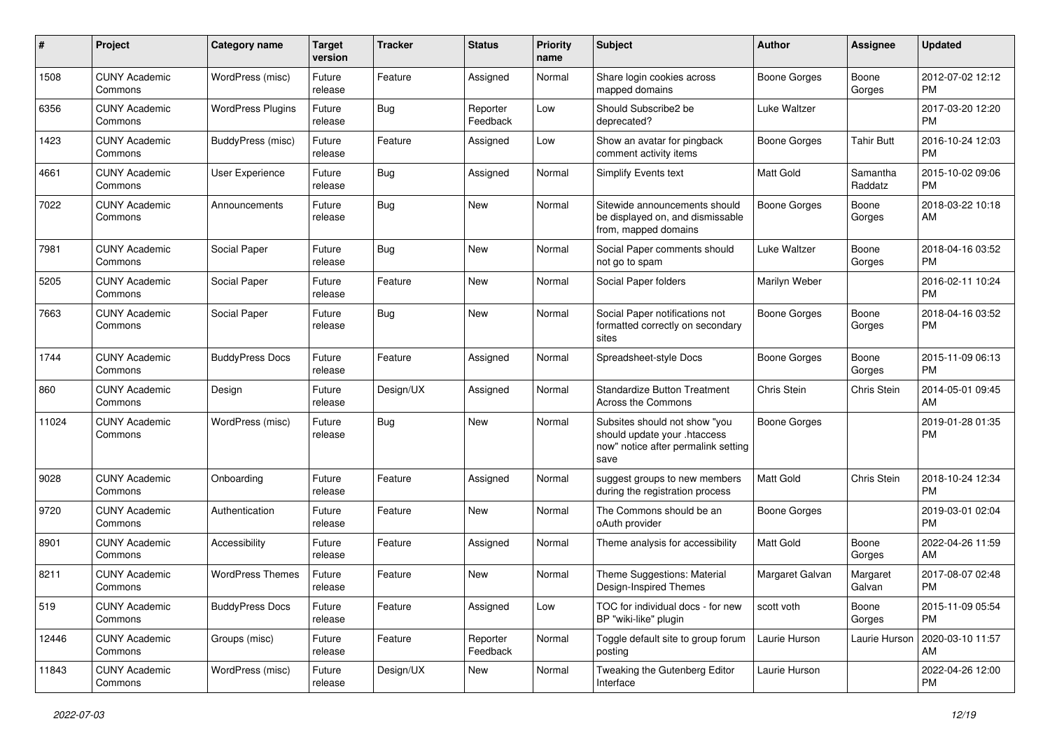| # | Project | Category name | Target version | Tracker | Status | Priority name | Subject | Author | Assignee | Updated |
|---|---|---|---|---|---|---|---|---|---|---|
| 1508 | CUNY Academic Commons | WordPress (misc) | Future release | Feature | Assigned | Normal | Share login cookies across mapped domains | Boone Gorges | Boone Gorges | 2012-07-02 12:12 PM |
| 6356 | CUNY Academic Commons | WordPress Plugins | Future release | Bug | Reporter Feedback | Low | Should Subscribe2 be deprecated? | Luke Waltzer | | 2017-03-20 12:20 PM |
| 1423 | CUNY Academic Commons | BuddyPress (misc) | Future release | Feature | Assigned | Low | Show an avatar for pingback comment activity items | Boone Gorges | Tahir Butt | 2016-10-24 12:03 PM |
| 4661 | CUNY Academic Commons | User Experience | Future release | Bug | Assigned | Normal | Simplify Events text | Matt Gold | Samantha Raddatz | 2015-10-02 09:06 PM |
| 7022 | CUNY Academic Commons | Announcements | Future release | Bug | New | Normal | Sitewide announcements should be displayed on, and dismissable from, mapped domains | Boone Gorges | Boone Gorges | 2018-03-22 10:18 AM |
| 7981 | CUNY Academic Commons | Social Paper | Future release | Bug | New | Normal | Social Paper comments should not go to spam | Luke Waltzer | Boone Gorges | 2018-04-16 03:52 PM |
| 5205 | CUNY Academic Commons | Social Paper | Future release | Feature | New | Normal | Social Paper folders | Marilyn Weber | | 2016-02-11 10:24 PM |
| 7663 | CUNY Academic Commons | Social Paper | Future release | Bug | New | Normal | Social Paper notifications not formatted correctly on secondary sites | Boone Gorges | Boone Gorges | 2018-04-16 03:52 PM |
| 1744 | CUNY Academic Commons | BuddyPress Docs | Future release | Feature | Assigned | Normal | Spreadsheet-style Docs | Boone Gorges | Boone Gorges | 2015-11-09 06:13 PM |
| 860 | CUNY Academic Commons | Design | Future release | Design/UX | Assigned | Normal | Standardize Button Treatment Across the Commons | Chris Stein | Chris Stein | 2014-05-01 09:45 AM |
| 11024 | CUNY Academic Commons | WordPress (misc) | Future release | Bug | New | Normal | Subsites should not show "you should update your .htaccess now" notice after permalink setting save | Boone Gorges | | 2019-01-28 01:35 PM |
| 9028 | CUNY Academic Commons | Onboarding | Future release | Feature | Assigned | Normal | suggest groups to new members during the registration process | Matt Gold | Chris Stein | 2018-10-24 12:34 PM |
| 9720 | CUNY Academic Commons | Authentication | Future release | Feature | New | Normal | The Commons should be an oAuth provider | Boone Gorges | | 2019-03-01 02:04 PM |
| 8901 | CUNY Academic Commons | Accessibility | Future release | Feature | Assigned | Normal | Theme analysis for accessibility | Matt Gold | Boone Gorges | 2022-04-26 11:59 AM |
| 8211 | CUNY Academic Commons | WordPress Themes | Future release | Feature | New | Normal | Theme Suggestions: Material Design-Inspired Themes | Margaret Galvan | Margaret Galvan | 2017-08-07 02:48 PM |
| 519 | CUNY Academic Commons | BuddyPress Docs | Future release | Feature | Assigned | Low | TOC for individual docs - for new BP "wiki-like" plugin | scott voth | Boone Gorges | 2015-11-09 05:54 PM |
| 12446 | CUNY Academic Commons | Groups (misc) | Future release | Feature | Reporter Feedback | Normal | Toggle default site to group forum posting | Laurie Hurson | Laurie Hurson | 2020-03-10 11:57 AM |
| 11843 | CUNY Academic Commons | WordPress (misc) | Future release | Design/UX | New | Normal | Tweaking the Gutenberg Editor Interface | Laurie Hurson | | 2022-04-26 12:00 PM |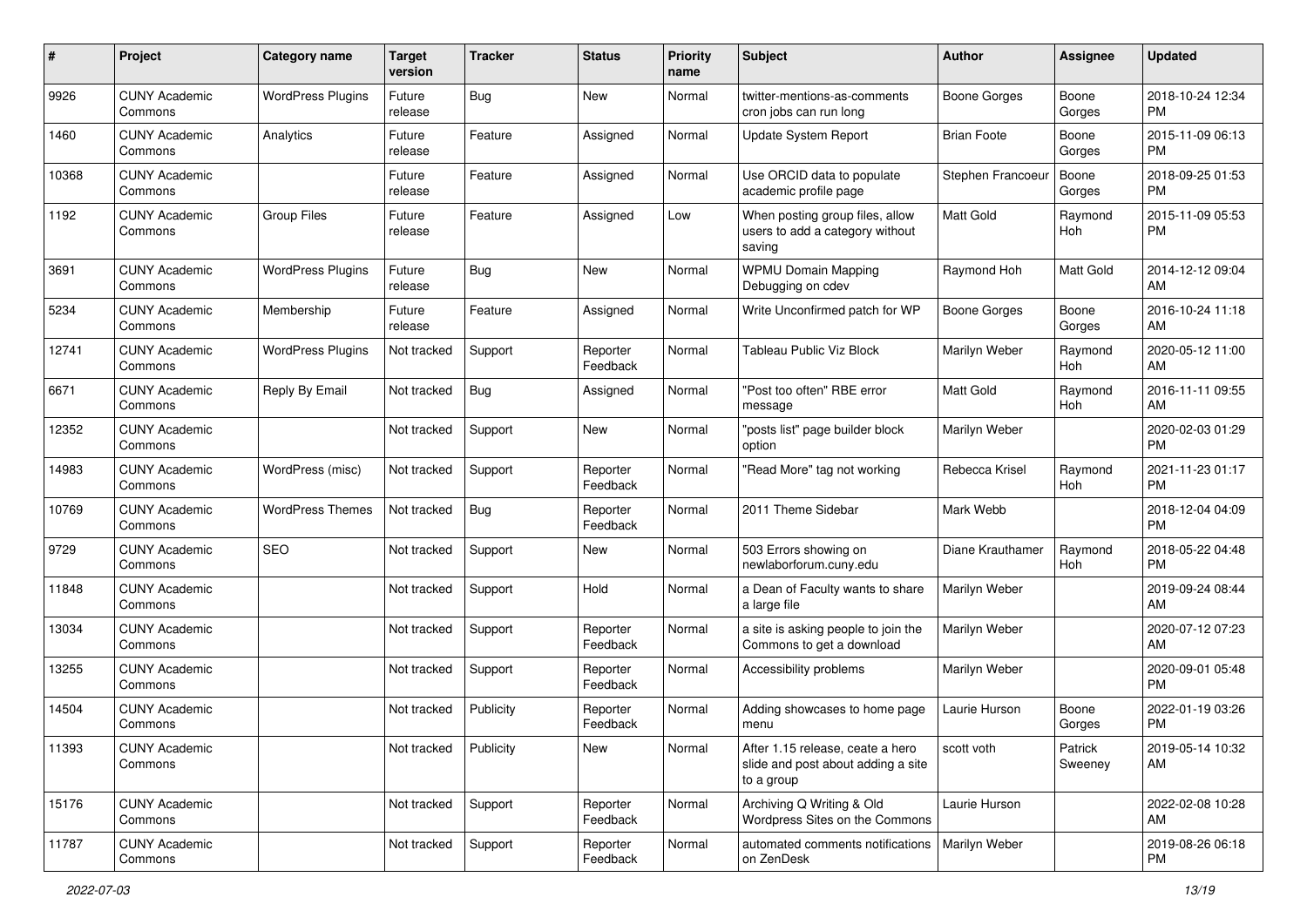| # | Project | Category name | Target version | Tracker | Status | Priority name | Subject | Author | Assignee | Updated |
|---|---|---|---|---|---|---|---|---|---|---|
| 9926 | CUNY Academic Commons | WordPress Plugins | Future release | Bug | New | Normal | twitter-mentions-as-comments cron jobs can run long | Boone Gorges | Boone Gorges | 2018-10-24 12:34 PM |
| 1460 | CUNY Academic Commons | Analytics | Future release | Feature | Assigned | Normal | Update System Report | Brian Foote | Boone Gorges | 2015-11-09 06:13 PM |
| 10368 | CUNY Academic Commons | | Future release | Feature | Assigned | Normal | Use ORCID data to populate academic profile page | Stephen Francoeur | Boone Gorges | 2018-09-25 01:53 PM |
| 1192 | CUNY Academic Commons | Group Files | Future release | Feature | Assigned | Low | When posting group files, allow users to add a category without saving | Matt Gold | Raymond Hoh | 2015-11-09 05:53 PM |
| 3691 | CUNY Academic Commons | WordPress Plugins | Future release | Bug | New | Normal | WPMU Domain Mapping Debugging on cdev | Raymond Hoh | Matt Gold | 2014-12-12 09:04 AM |
| 5234 | CUNY Academic Commons | Membership | Future release | Feature | Assigned | Normal | Write Unconfirmed patch for WP | Boone Gorges | Boone Gorges | 2016-10-24 11:18 AM |
| 12741 | CUNY Academic Commons | WordPress Plugins | Not tracked | Support | Reporter Feedback | Normal | Tableau Public Viz Block | Marilyn Weber | Raymond Hoh | 2020-05-12 11:00 AM |
| 6671 | CUNY Academic Commons | Reply By Email | Not tracked | Bug | Assigned | Normal | "Post too often" RBE error message | Matt Gold | Raymond Hoh | 2016-11-11 09:55 AM |
| 12352 | CUNY Academic Commons | | Not tracked | Support | New | Normal | "posts list" page builder block option | Marilyn Weber | | 2020-02-03 01:29 PM |
| 14983 | CUNY Academic Commons | WordPress (misc) | Not tracked | Support | Reporter Feedback | Normal | "Read More" tag not working | Rebecca Krisel | Raymond Hoh | 2021-11-23 01:17 PM |
| 10769 | CUNY Academic Commons | WordPress Themes | Not tracked | Bug | Reporter Feedback | Normal | 2011 Theme Sidebar | Mark Webb | | 2018-12-04 04:09 PM |
| 9729 | CUNY Academic Commons | SEO | Not tracked | Support | New | Normal | 503 Errors showing on newlaborforum.cuny.edu | Diane Krauthamer | Raymond Hoh | 2018-05-22 04:48 PM |
| 11848 | CUNY Academic Commons | | Not tracked | Support | Hold | Normal | a Dean of Faculty wants to share a large file | Marilyn Weber | | 2019-09-24 08:44 AM |
| 13034 | CUNY Academic Commons | | Not tracked | Support | Reporter Feedback | Normal | a site is asking people to join the Commons to get a download | Marilyn Weber | | 2020-07-12 07:23 AM |
| 13255 | CUNY Academic Commons | | Not tracked | Support | Reporter Feedback | Normal | Accessibility problems | Marilyn Weber | | 2020-09-01 05:48 PM |
| 14504 | CUNY Academic Commons | | Not tracked | Publicity | Reporter Feedback | Normal | Adding showcases to home page menu | Laurie Hurson | Boone Gorges | 2022-01-19 03:26 PM |
| 11393 | CUNY Academic Commons | | Not tracked | Publicity | New | Normal | After 1.15 release, ceate a hero slide and post about adding a site to a group | scott voth | Patrick Sweeney | 2019-05-14 10:32 AM |
| 15176 | CUNY Academic Commons | | Not tracked | Support | Reporter Feedback | Normal | Archiving Q Writing & Old Wordpress Sites on the Commons | Laurie Hurson | | 2022-02-08 10:28 AM |
| 11787 | CUNY Academic Commons | | Not tracked | Support | Reporter Feedback | Normal | automated comments notifications on ZenDesk | Marilyn Weber | | 2019-08-26 06:18 PM |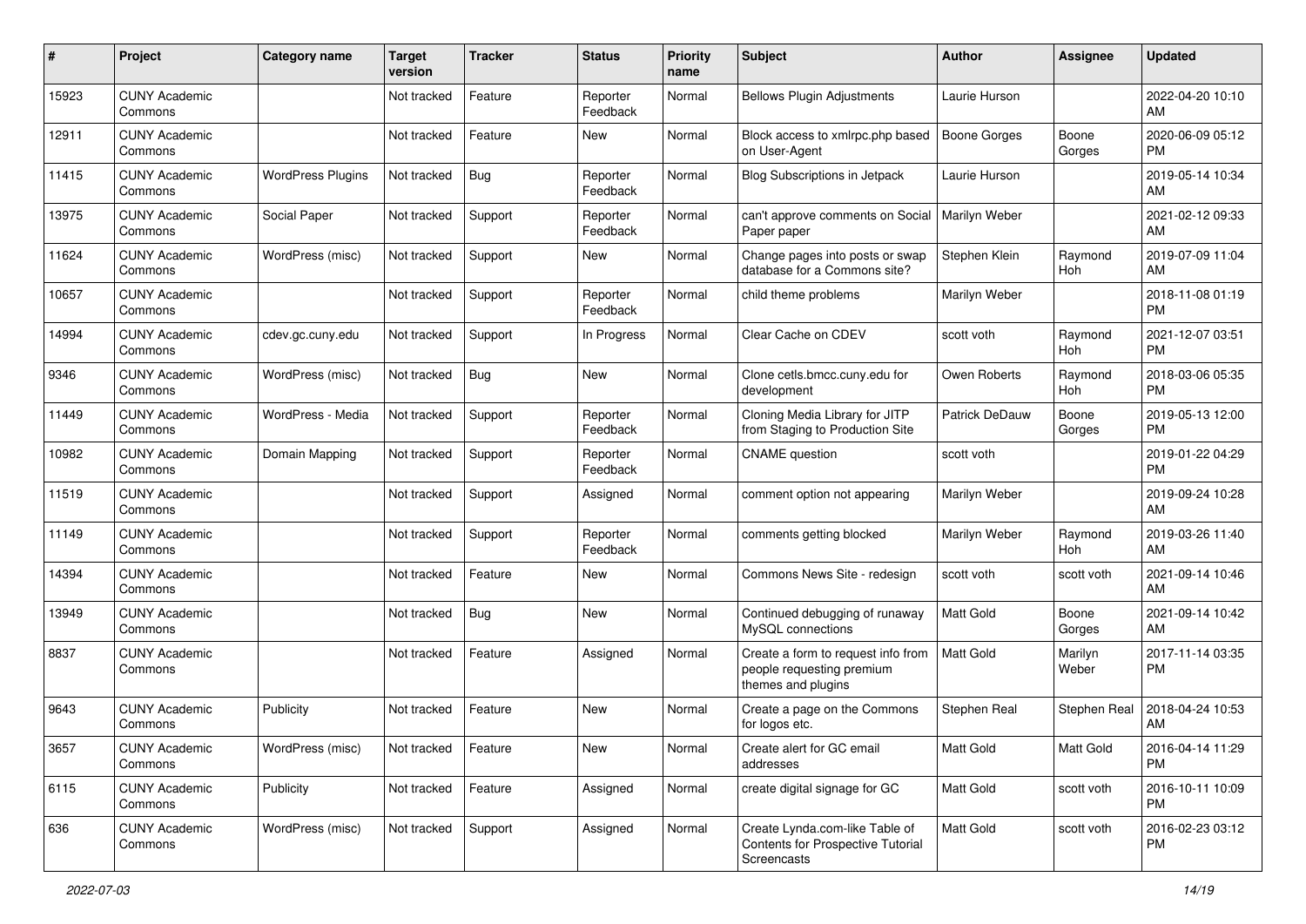| # | Project | Category name | Target version | Tracker | Status | Priority name | Subject | Author | Assignee | Updated |
|---|---|---|---|---|---|---|---|---|---|---|
| 15923 | CUNY Academic Commons | | Not tracked | Feature | Reporter Feedback | Normal | Bellows Plugin Adjustments | Laurie Hurson | | 2022-04-20 10:10 AM |
| 12911 | CUNY Academic Commons | | Not tracked | Feature | New | Normal | Block access to xmlrpc.php based on User-Agent | Boone Gorges | Boone Gorges | 2020-06-09 05:12 PM |
| 11415 | CUNY Academic Commons | WordPress Plugins | Not tracked | Bug | Reporter Feedback | Normal | Blog Subscriptions in Jetpack | Laurie Hurson | | 2019-05-14 10:34 AM |
| 13975 | CUNY Academic Commons | Social Paper | Not tracked | Support | Reporter Feedback | Normal | can't approve comments on Social Paper paper | Marilyn Weber | | 2021-02-12 09:33 AM |
| 11624 | CUNY Academic Commons | WordPress (misc) | Not tracked | Support | New | Normal | Change pages into posts or swap database for a Commons site? | Stephen Klein | Raymond Hoh | 2019-07-09 11:04 AM |
| 10657 | CUNY Academic Commons | | Not tracked | Support | Reporter Feedback | Normal | child theme problems | Marilyn Weber | | 2018-11-08 01:19 PM |
| 14994 | CUNY Academic Commons | cdev.gc.cuny.edu | Not tracked | Support | In Progress | Normal | Clear Cache on CDEV | scott voth | Raymond Hoh | 2021-12-07 03:51 PM |
| 9346 | CUNY Academic Commons | WordPress (misc) | Not tracked | Bug | New | Normal | Clone cetls.bmcc.cuny.edu for development | Owen Roberts | Raymond Hoh | 2018-03-06 05:35 PM |
| 11449 | CUNY Academic Commons | WordPress - Media | Not tracked | Support | Reporter Feedback | Normal | Cloning Media Library for JITP from Staging to Production Site | Patrick DeDauw | Boone Gorges | 2019-05-13 12:00 PM |
| 10982 | CUNY Academic Commons | Domain Mapping | Not tracked | Support | Reporter Feedback | Normal | CNAME question | scott voth | | 2019-01-22 04:29 PM |
| 11519 | CUNY Academic Commons | | Not tracked | Support | Assigned | Normal | comment option not appearing | Marilyn Weber | | 2019-09-24 10:28 AM |
| 11149 | CUNY Academic Commons | | Not tracked | Support | Reporter Feedback | Normal | comments getting blocked | Marilyn Weber | Raymond Hoh | 2019-03-26 11:40 AM |
| 14394 | CUNY Academic Commons | | Not tracked | Feature | New | Normal | Commons News Site - redesign | scott voth | scott voth | 2021-09-14 10:46 AM |
| 13949 | CUNY Academic Commons | | Not tracked | Bug | New | Normal | Continued debugging of runaway MySQL connections | Matt Gold | Boone Gorges | 2021-09-14 10:42 AM |
| 8837 | CUNY Academic Commons | | Not tracked | Feature | Assigned | Normal | Create a form to request info from people requesting premium themes and plugins | Matt Gold | Marilyn Weber | 2017-11-14 03:35 PM |
| 9643 | CUNY Academic Commons | Publicity | Not tracked | Feature | New | Normal | Create a page on the Commons for logos etc. | Stephen Real | Stephen Real | 2018-04-24 10:53 AM |
| 3657 | CUNY Academic Commons | WordPress (misc) | Not tracked | Feature | New | Normal | Create alert for GC email addresses | Matt Gold | Matt Gold | 2016-04-14 11:29 PM |
| 6115 | CUNY Academic Commons | Publicity | Not tracked | Feature | Assigned | Normal | create digital signage for GC | Matt Gold | scott voth | 2016-10-11 10:09 PM |
| 636 | CUNY Academic Commons | WordPress (misc) | Not tracked | Support | Assigned | Normal | Create Lynda.com-like Table of Contents for Prospective Tutorial Screencasts | Matt Gold | scott voth | 2016-02-23 03:12 PM |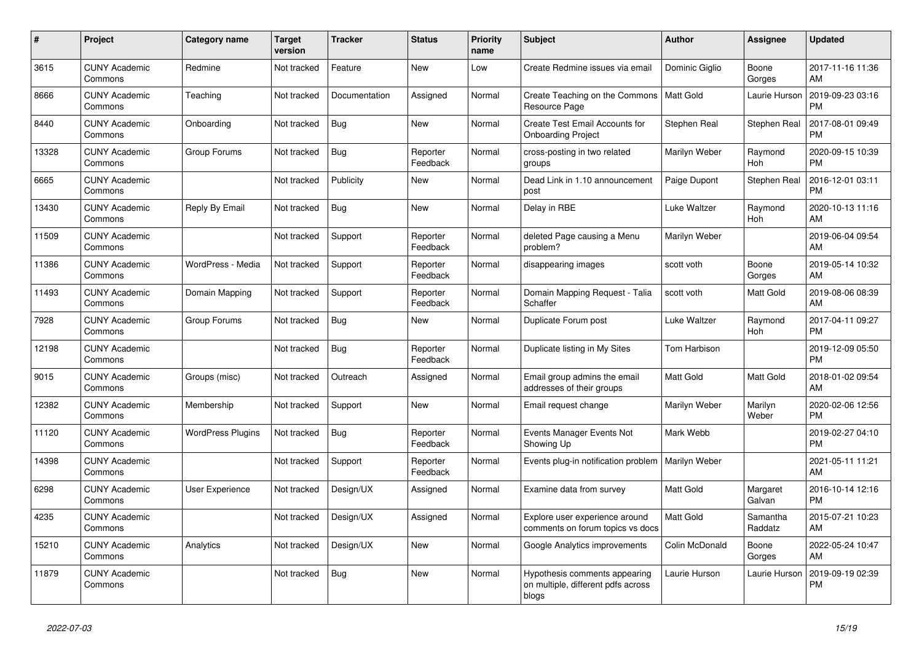| # | Project | Category name | Target version | Tracker | Status | Priority name | Subject | Author | Assignee | Updated |
|---|---|---|---|---|---|---|---|---|---|---|
| 3615 | CUNY Academic Commons | Redmine | Not tracked | Feature | New | Low | Create Redmine issues via email | Dominic Giglio | Boone Gorges | 2017-11-16 11:36 AM |
| 8666 | CUNY Academic Commons | Teaching | Not tracked | Documentation | Assigned | Normal | Create Teaching on the Commons Resource Page | Matt Gold | Laurie Hurson | 2019-09-23 03:16 PM |
| 8440 | CUNY Academic Commons | Onboarding | Not tracked | Bug | New | Normal | Create Test Email Accounts for Onboarding Project | Stephen Real | Stephen Real | 2017-08-01 09:49 PM |
| 13328 | CUNY Academic Commons | Group Forums | Not tracked | Bug | Reporter Feedback | Normal | cross-posting in two related groups | Marilyn Weber | Raymond Hoh | 2020-09-15 10:39 PM |
| 6665 | CUNY Academic Commons | | Not tracked | Publicity | New | Normal | Dead Link in 1.10 announcement post | Paige Dupont | Stephen Real | 2016-12-01 03:11 PM |
| 13430 | CUNY Academic Commons | Reply By Email | Not tracked | Bug | New | Normal | Delay in RBE | Luke Waltzer | Raymond Hoh | 2020-10-13 11:16 AM |
| 11509 | CUNY Academic Commons | | Not tracked | Support | Reporter Feedback | Normal | deleted Page causing a Menu problem? | Marilyn Weber | | 2019-06-04 09:54 AM |
| 11386 | CUNY Academic Commons | WordPress - Media | Not tracked | Support | Reporter Feedback | Normal | disappearing images | scott voth | Boone Gorges | 2019-05-14 10:32 AM |
| 11493 | CUNY Academic Commons | Domain Mapping | Not tracked | Support | Reporter Feedback | Normal | Domain Mapping Request - Talia Schaffer | scott voth | Matt Gold | 2019-08-06 08:39 AM |
| 7928 | CUNY Academic Commons | Group Forums | Not tracked | Bug | New | Normal | Duplicate Forum post | Luke Waltzer | Raymond Hoh | 2017-04-11 09:27 PM |
| 12198 | CUNY Academic Commons | | Not tracked | Bug | Reporter Feedback | Normal | Duplicate listing in My Sites | Tom Harbison | | 2019-12-09 05:50 PM |
| 9015 | CUNY Academic Commons | Groups (misc) | Not tracked | Outreach | Assigned | Normal | Email group admins the email addresses of their groups | Matt Gold | Matt Gold | 2018-01-02 09:54 AM |
| 12382 | CUNY Academic Commons | Membership | Not tracked | Support | New | Normal | Email request change | Marilyn Weber | Marilyn Weber | 2020-02-06 12:56 PM |
| 11120 | CUNY Academic Commons | WordPress Plugins | Not tracked | Bug | Reporter Feedback | Normal | Events Manager Events Not Showing Up | Mark Webb | | 2019-02-27 04:10 PM |
| 14398 | CUNY Academic Commons | | Not tracked | Support | Reporter Feedback | Normal | Events plug-in notification problem | Marilyn Weber | | 2021-05-11 11:21 AM |
| 6298 | CUNY Academic Commons | User Experience | Not tracked | Design/UX | Assigned | Normal | Examine data from survey | Matt Gold | Margaret Galvan | 2016-10-14 12:16 PM |
| 4235 | CUNY Academic Commons | | Not tracked | Design/UX | Assigned | Normal | Explore user experience around comments on forum topics vs docs | Matt Gold | Samantha Raddatz | 2015-07-21 10:23 AM |
| 15210 | CUNY Academic Commons | Analytics | Not tracked | Design/UX | New | Normal | Google Analytics improvements | Colin McDonald | Boone Gorges | 2022-05-24 10:47 AM |
| 11879 | CUNY Academic Commons | | Not tracked | Bug | New | Normal | Hypothesis comments appearing on multiple, different pdfs across blogs | Laurie Hurson | Laurie Hurson | 2019-09-19 02:39 PM |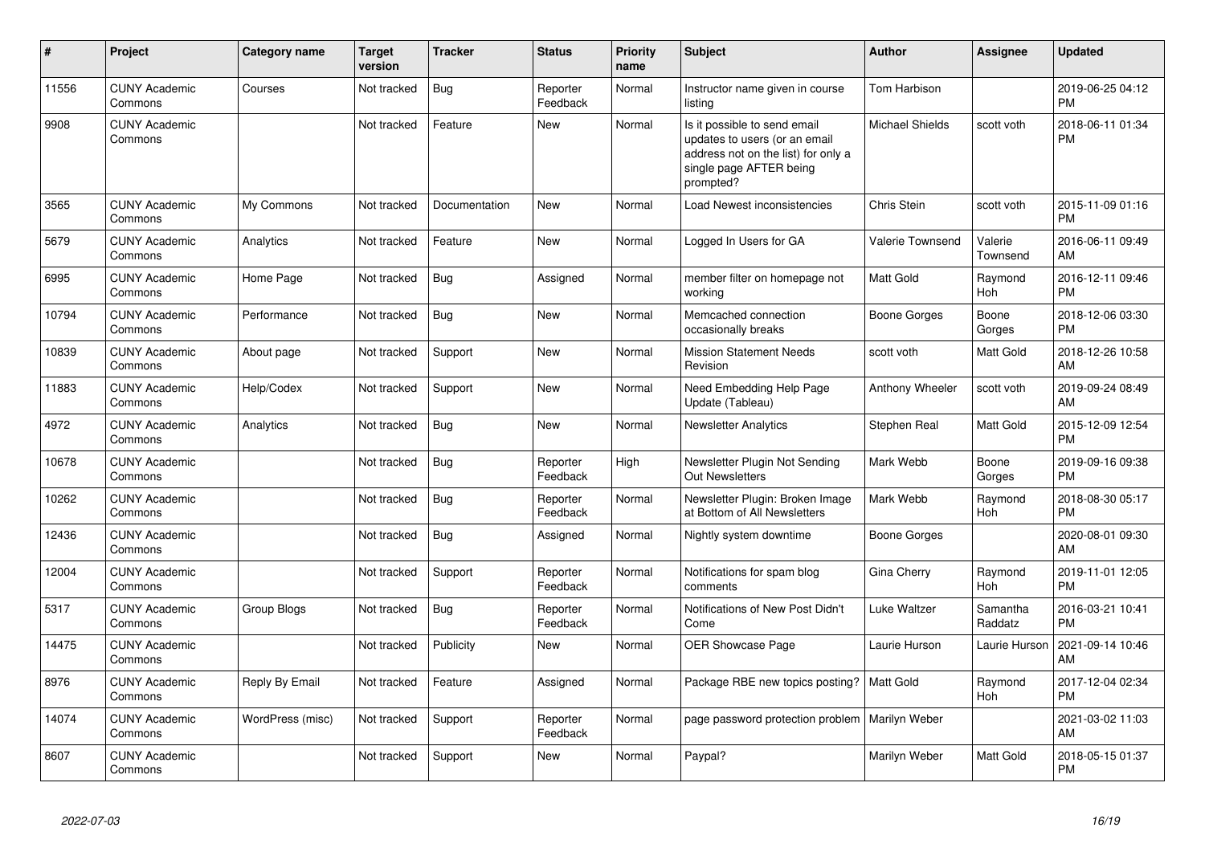| # | Project | Category name | Target version | Tracker | Status | Priority name | Subject | Author | Assignee | Updated |
|---|---|---|---|---|---|---|---|---|---|---|
| 11556 | CUNY Academic Commons | Courses | Not tracked | Bug | Reporter Feedback | Normal | Instructor name given in course listing | Tom Harbison | | 2019-06-25 04:12 PM |
| 9908 | CUNY Academic Commons | | Not tracked | Feature | New | Normal | Is it possible to send email updates to users (or an email address not on the list) for only a single page AFTER being prompted? | Michael Shields | scott voth | 2018-06-11 01:34 PM |
| 3565 | CUNY Academic Commons | My Commons | Not tracked | Documentation | New | Normal | Load Newest inconsistencies | Chris Stein | scott voth | 2015-11-09 01:16 PM |
| 5679 | CUNY Academic Commons | Analytics | Not tracked | Feature | New | Normal | Logged In Users for GA | Valerie Townsend | Valerie Townsend | 2016-06-11 09:49 AM |
| 6995 | CUNY Academic Commons | Home Page | Not tracked | Bug | Assigned | Normal | member filter on homepage not working | Matt Gold | Raymond Hoh | 2016-12-11 09:46 PM |
| 10794 | CUNY Academic Commons | Performance | Not tracked | Bug | New | Normal | Memcached connection occasionally breaks | Boone Gorges | Boone Gorges | 2018-12-06 03:30 PM |
| 10839 | CUNY Academic Commons | About page | Not tracked | Support | New | Normal | Mission Statement Needs Revision | scott voth | Matt Gold | 2018-12-26 10:58 AM |
| 11883 | CUNY Academic Commons | Help/Codex | Not tracked | Support | New | Normal | Need Embedding Help Page Update (Tableau) | Anthony Wheeler | scott voth | 2019-09-24 08:49 AM |
| 4972 | CUNY Academic Commons | Analytics | Not tracked | Bug | New | Normal | Newsletter Analytics | Stephen Real | Matt Gold | 2015-12-09 12:54 PM |
| 10678 | CUNY Academic Commons | | Not tracked | Bug | Reporter Feedback | High | Newsletter Plugin Not Sending Out Newsletters | Mark Webb | Boone Gorges | 2019-09-16 09:38 PM |
| 10262 | CUNY Academic Commons | | Not tracked | Bug | Reporter Feedback | Normal | Newsletter Plugin: Broken Image at Bottom of All Newsletters | Mark Webb | Raymond Hoh | 2018-08-30 05:17 PM |
| 12436 | CUNY Academic Commons | | Not tracked | Bug | Assigned | Normal | Nightly system downtime | Boone Gorges | | 2020-08-01 09:30 AM |
| 12004 | CUNY Academic Commons | | Not tracked | Support | Reporter Feedback | Normal | Notifications for spam blog comments | Gina Cherry | Raymond Hoh | 2019-11-01 12:05 PM |
| 5317 | CUNY Academic Commons | Group Blogs | Not tracked | Bug | Reporter Feedback | Normal | Notifications of New Post Didn't Come | Luke Waltzer | Samantha Raddatz | 2016-03-21 10:41 PM |
| 14475 | CUNY Academic Commons | | Not tracked | Publicity | New | Normal | OER Showcase Page | Laurie Hurson | Laurie Hurson | 2021-09-14 10:46 AM |
| 8976 | CUNY Academic Commons | Reply By Email | Not tracked | Feature | Assigned | Normal | Package RBE new topics posting? | Matt Gold | Raymond Hoh | 2017-12-04 02:34 PM |
| 14074 | CUNY Academic Commons | WordPress (misc) | Not tracked | Support | Reporter Feedback | Normal | page password protection problem | Marilyn Weber | | 2021-03-02 11:03 AM |
| 8607 | CUNY Academic Commons | | Not tracked | Support | New | Normal | Paypal? | Marilyn Weber | Matt Gold | 2018-05-15 01:37 PM |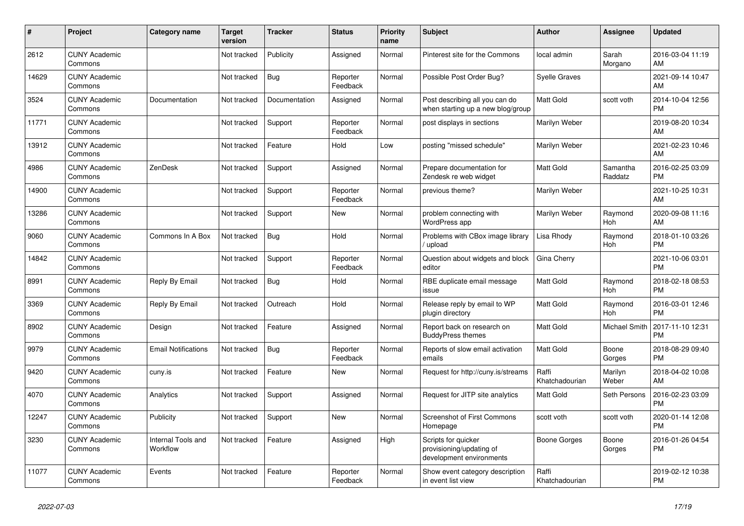| # | Project | Category name | Target version | Tracker | Status | Priority name | Subject | Author | Assignee | Updated |
|---|---|---|---|---|---|---|---|---|---|---|
| 2612 | CUNY Academic Commons | | Not tracked | Publicity | Assigned | Normal | Pinterest site for the Commons | local admin | Sarah Morgano | 2016-03-04 11:19 AM |
| 14629 | CUNY Academic Commons | | Not tracked | Bug | Reporter Feedback | Normal | Possible Post Order Bug? | Syelle Graves | | 2021-09-14 10:47 AM |
| 3524 | CUNY Academic Commons | Documentation | Not tracked | Documentation | Assigned | Normal | Post describing all you can do when starting up a new blog/group | Matt Gold | scott voth | 2014-10-04 12:56 PM |
| 11771 | CUNY Academic Commons | | Not tracked | Support | Reporter Feedback | Normal | post displays in sections | Marilyn Weber | | 2019-08-20 10:34 AM |
| 13912 | CUNY Academic Commons | | Not tracked | Feature | Hold | Low | posting "missed schedule" | Marilyn Weber | | 2021-02-23 10:46 AM |
| 4986 | CUNY Academic Commons | ZenDesk | Not tracked | Support | Assigned | Normal | Prepare documentation for Zendesk re web widget | Matt Gold | Samantha Raddatz | 2016-02-25 03:09 PM |
| 14900 | CUNY Academic Commons | | Not tracked | Support | Reporter Feedback | Normal | previous theme? | Marilyn Weber | | 2021-10-25 10:31 AM |
| 13286 | CUNY Academic Commons | | Not tracked | Support | New | Normal | problem connecting with WordPress app | Marilyn Weber | Raymond Hoh | 2020-09-08 11:16 AM |
| 9060 | CUNY Academic Commons | Commons In A Box | Not tracked | Bug | Hold | Normal | Problems with CBox image library / upload | Lisa Rhody | Raymond Hoh | 2018-01-10 03:26 PM |
| 14842 | CUNY Academic Commons | | Not tracked | Support | Reporter Feedback | Normal | Question about widgets and block editor | Gina Cherry | | 2021-10-06 03:01 PM |
| 8991 | CUNY Academic Commons | Reply By Email | Not tracked | Bug | Hold | Normal | RBE duplicate email message issue | Matt Gold | Raymond Hoh | 2018-02-18 08:53 PM |
| 3369 | CUNY Academic Commons | Reply By Email | Not tracked | Outreach | Hold | Normal | Release reply by email to WP plugin directory | Matt Gold | Raymond Hoh | 2016-03-01 12:46 PM |
| 8902 | CUNY Academic Commons | Design | Not tracked | Feature | Assigned | Normal | Report back on research on BuddyPress themes | Matt Gold | Michael Smith | 2017-11-10 12:31 PM |
| 9979 | CUNY Academic Commons | Email Notifications | Not tracked | Bug | Reporter Feedback | Normal | Reports of slow email activation emails | Matt Gold | Boone Gorges | 2018-08-29 09:40 PM |
| 9420 | CUNY Academic Commons | cuny.is | Not tracked | Feature | New | Normal | Request for http://cuny.is/streams | Raffi Khatchadourian | Marilyn Weber | 2018-04-02 10:08 AM |
| 4070 | CUNY Academic Commons | Analytics | Not tracked | Support | Assigned | Normal | Request for JITP site analytics | Matt Gold | Seth Persons | 2016-02-23 03:09 PM |
| 12247 | CUNY Academic Commons | Publicity | Not tracked | Support | New | Normal | Screenshot of First Commons Homepage | scott voth | scott voth | 2020-01-14 12:08 PM |
| 3230 | CUNY Academic Commons | Internal Tools and Workflow | Not tracked | Feature | Assigned | High | Scripts for quicker provisioning/updating of development environments | Boone Gorges | Boone Gorges | 2016-01-26 04:54 PM |
| 11077 | CUNY Academic Commons | Events | Not tracked | Feature | Reporter Feedback | Normal | Show event category description in event list view | Raffi Khatchadourian | | 2019-02-12 10:38 PM |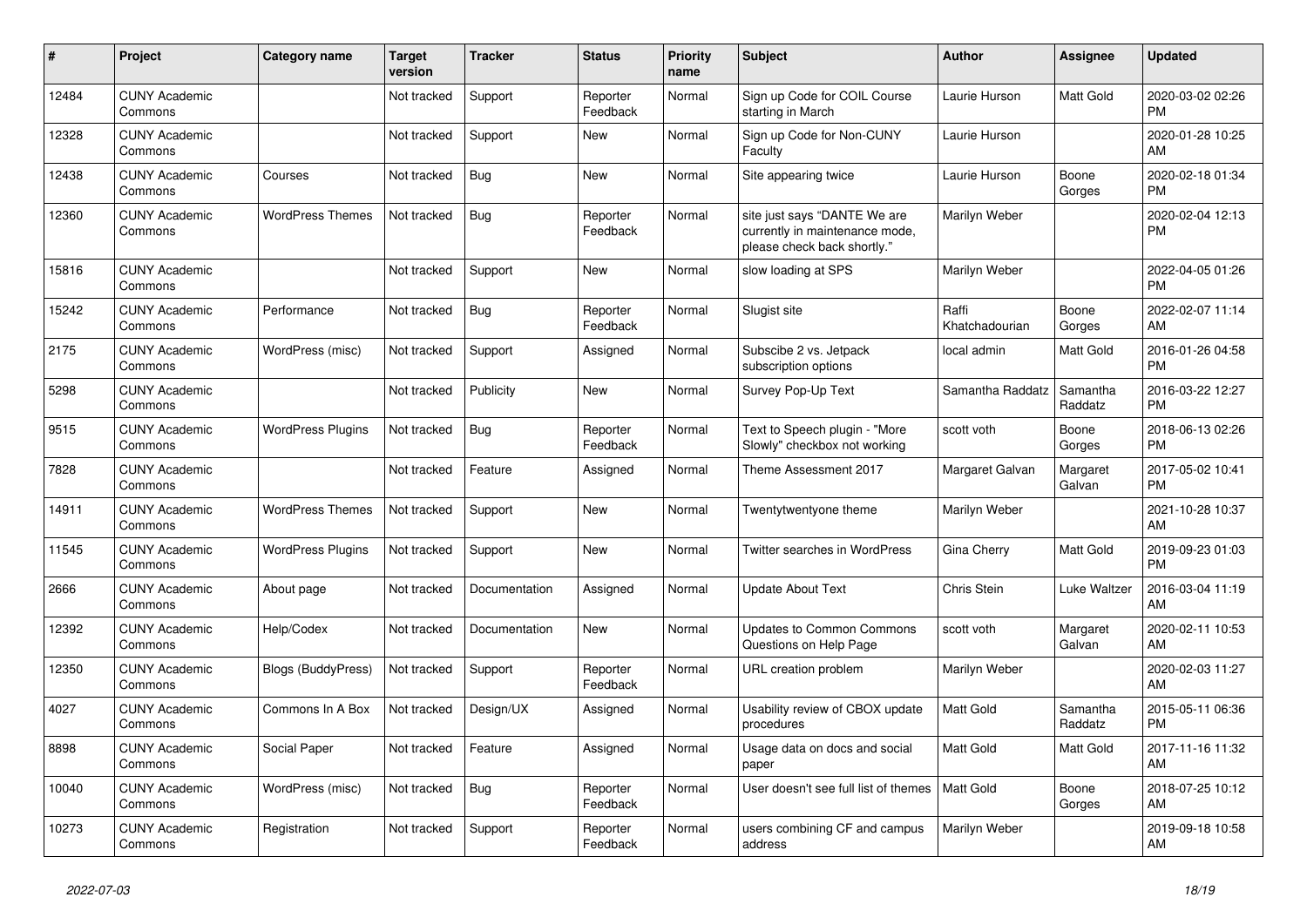| # | Project | Category name | Target version | Tracker | Status | Priority name | Subject | Author | Assignee | Updated |
|---|---|---|---|---|---|---|---|---|---|---|
| 12484 | CUNY Academic Commons | | Not tracked | Support | Reporter Feedback | Normal | Sign up Code for COIL Course starting in March | Laurie Hurson | Matt Gold | 2020-03-02 02:26 PM |
| 12328 | CUNY Academic Commons | | Not tracked | Support | New | Normal | Sign up Code for Non-CUNY Faculty | Laurie Hurson | | 2020-01-28 10:25 AM |
| 12438 | CUNY Academic Commons | Courses | Not tracked | Bug | New | Normal | Site appearing twice | Laurie Hurson | Boone Gorges | 2020-02-18 01:34 PM |
| 12360 | CUNY Academic Commons | WordPress Themes | Not tracked | Bug | Reporter Feedback | Normal | site just says "DANTE We are currently in maintenance mode, please check back shortly." | Marilyn Weber | | 2020-02-04 12:13 PM |
| 15816 | CUNY Academic Commons | | Not tracked | Support | New | Normal | slow loading at SPS | Marilyn Weber | | 2022-04-05 01:26 PM |
| 15242 | CUNY Academic Commons | Performance | Not tracked | Bug | Reporter Feedback | Normal | Slugist site | Raffi Khatchadourian | Boone Gorges | 2022-02-07 11:14 AM |
| 2175 | CUNY Academic Commons | WordPress (misc) | Not tracked | Support | Assigned | Normal | Subscibe 2 vs. Jetpack subscription options | local admin | Matt Gold | 2016-01-26 04:58 PM |
| 5298 | CUNY Academic Commons | | Not tracked | Publicity | New | Normal | Survey Pop-Up Text | Samantha Raddatz | Samantha Raddatz | 2016-03-22 12:27 PM |
| 9515 | CUNY Academic Commons | WordPress Plugins | Not tracked | Bug | Reporter Feedback | Normal | Text to Speech plugin - "More Slowly" checkbox not working | scott voth | Boone Gorges | 2018-06-13 02:26 PM |
| 7828 | CUNY Academic Commons | | Not tracked | Feature | Assigned | Normal | Theme Assessment 2017 | Margaret Galvan | Margaret Galvan | 2017-05-02 10:41 PM |
| 14911 | CUNY Academic Commons | WordPress Themes | Not tracked | Support | New | Normal | Twentytwentyone theme | Marilyn Weber | | 2021-10-28 10:37 AM |
| 11545 | CUNY Academic Commons | WordPress Plugins | Not tracked | Support | New | Normal | Twitter searches in WordPress | Gina Cherry | Matt Gold | 2019-09-23 01:03 PM |
| 2666 | CUNY Academic Commons | About page | Not tracked | Documentation | Assigned | Normal | Update About Text | Chris Stein | Luke Waltzer | 2016-03-04 11:19 AM |
| 12392 | CUNY Academic Commons | Help/Codex | Not tracked | Documentation | New | Normal | Updates to Common Commons Questions on Help Page | scott voth | Margaret Galvan | 2020-02-11 10:53 AM |
| 12350 | CUNY Academic Commons | Blogs (BuddyPress) | Not tracked | Support | Reporter Feedback | Normal | URL creation problem | Marilyn Weber | | 2020-02-03 11:27 AM |
| 4027 | CUNY Academic Commons | Commons In A Box | Not tracked | Design/UX | Assigned | Normal | Usability review of CBOX update procedures | Matt Gold | Samantha Raddatz | 2015-05-11 06:36 PM |
| 8898 | CUNY Academic Commons | Social Paper | Not tracked | Feature | Assigned | Normal | Usage data on docs and social paper | Matt Gold | Matt Gold | 2017-11-16 11:32 AM |
| 10040 | CUNY Academic Commons | WordPress (misc) | Not tracked | Bug | Reporter Feedback | Normal | User doesn't see full list of themes | Matt Gold | Boone Gorges | 2018-07-25 10:12 AM |
| 10273 | CUNY Academic Commons | Registration | Not tracked | Support | Reporter Feedback | Normal | users combining CF and campus address | Marilyn Weber | | 2019-09-18 10:58 AM |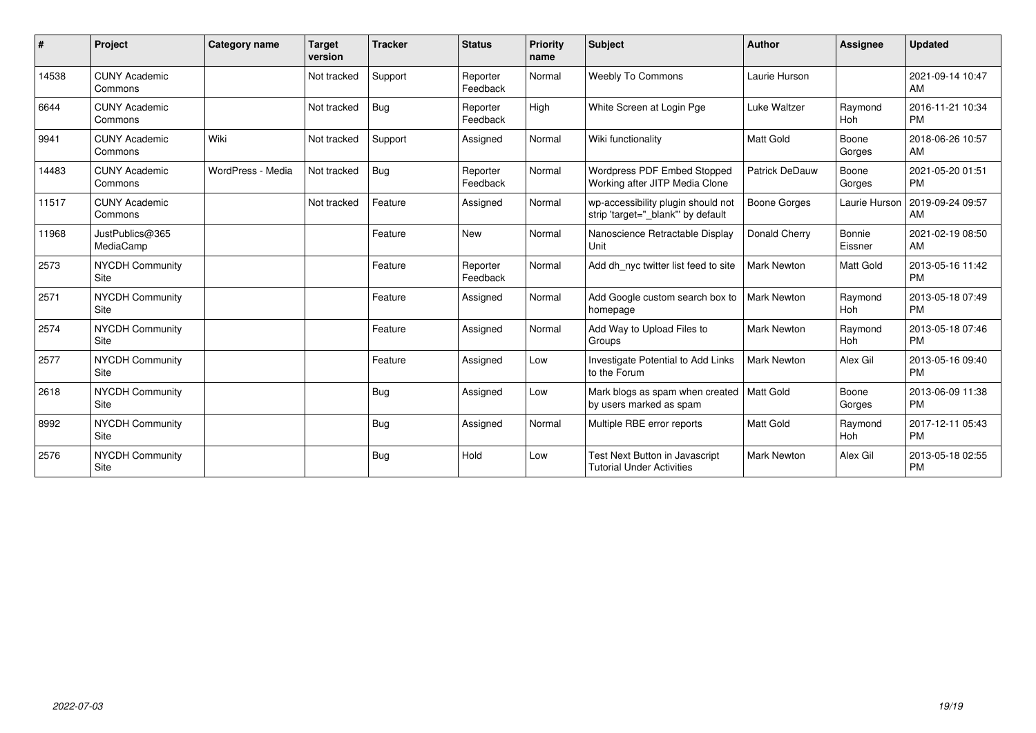| # | Project | Category name | Target version | Tracker | Status | Priority name | Subject | Author | Assignee | Updated |
|---|---|---|---|---|---|---|---|---|---|---|
| 14538 | CUNY Academic Commons | | Not tracked | Support | Reporter Feedback | Normal | Weebly To Commons | Laurie Hurson | | 2021-09-14 10:47 AM |
| 6644 | CUNY Academic Commons | | Not tracked | Bug | Reporter Feedback | High | White Screen at Login Pge | Luke Waltzer | Raymond Hoh | 2016-11-21 10:34 PM |
| 9941 | CUNY Academic Commons | Wiki | Not tracked | Support | Assigned | Normal | Wiki functionality | Matt Gold | Boone Gorges | 2018-06-26 10:57 AM |
| 14483 | CUNY Academic Commons | WordPress - Media | Not tracked | Bug | Reporter Feedback | Normal | Wordpress PDF Embed Stopped Working after JITP Media Clone | Patrick DeDauw | Boone Gorges | 2021-05-20 01:51 PM |
| 11517 | CUNY Academic Commons | | Not tracked | Feature | Assigned | Normal | wp-accessibility plugin should not strip 'target="_blank"' by default | Boone Gorges | Laurie Hurson | 2019-09-24 09:57 AM |
| 11968 | JustPublics@365 MediaCamp | | | Feature | New | Normal | Nanoscience Retractable Display Unit | Donald Cherry | Bonnie Eissner | 2021-02-19 08:50 AM |
| 2573 | NYCDH Community Site | | | Feature | Reporter Feedback | Normal | Add dh_nyc twitter list feed to site | Mark Newton | Matt Gold | 2013-05-16 11:42 PM |
| 2571 | NYCDH Community Site | | | Feature | Assigned | Normal | Add Google custom search box to homepage | Mark Newton | Raymond Hoh | 2013-05-18 07:49 PM |
| 2574 | NYCDH Community Site | | | Feature | Assigned | Normal | Add Way to Upload Files to Groups | Mark Newton | Raymond Hoh | 2013-05-18 07:46 PM |
| 2577 | NYCDH Community Site | | | Feature | Assigned | Low | Investigate Potential to Add Links to the Forum | Mark Newton | Alex Gil | 2013-05-16 09:40 PM |
| 2618 | NYCDH Community Site | | | Bug | Assigned | Low | Mark blogs as spam when created by users marked as spam | Matt Gold | Boone Gorges | 2013-06-09 11:38 PM |
| 8992 | NYCDH Community Site | | | Bug | Assigned | Normal | Multiple RBE error reports | Matt Gold | Raymond Hoh | 2017-12-11 05:43 PM |
| 2576 | NYCDH Community Site | | | Bug | Hold | Low | Test Next Button in Javascript Tutorial Under Activities | Mark Newton | Alex Gil | 2013-05-18 02:55 PM |